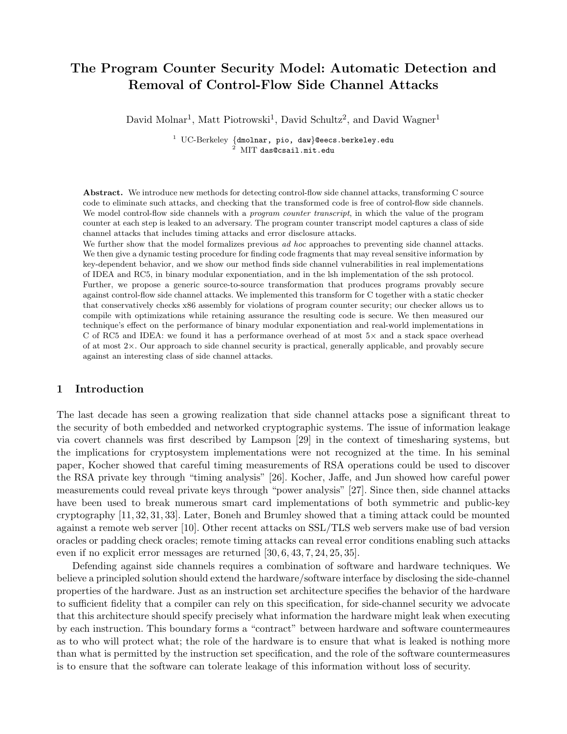# The Program Counter Security Model: Automatic Detection and Removal of Control-Flow Side Channel Attacks

David Molnar[1], Matt Piotrowski[1], David Schultz[2], and David Wagner[1]

[1] UC-Berkeley {dmolnar, pio, daw}@eecs.berkeley.edu
[2] MIT das@csail.mit.edu

**Abstract.** We introduce new methods for detecting control-flow side channel attacks, transforming C source code to eliminate such attacks, and checking that the transformed code is free of control-flow side channels. We model control-flow side channels with a *program counter transcript*, in which the value of the program counter at each step is leaked to an adversary. The program counter transcript model captures a class of side channel attacks that includes timing attacks and error disclosure attacks.

We further show that the model formalizes previous *ad hoc* approaches to preventing side channel attacks. We then give a dynamic testing procedure for finding code fragments that may reveal sensitive information by key-dependent behavior, and we show our method finds side channel vulnerabilities in real implementations of IDEA and RC5, in binary modular exponentiation, and in the lsh implementation of the ssh protocol.

Further, we propose a generic source-to-source transformation that produces programs provably secure against control-flow side channel attacks. We implemented this transform for C together with a static checker that conservatively checks x86 assembly for violations of program counter security; our checker allows us to compile with optimizations while retaining assurance the resulting code is secure. We then measured our technique's effect on the performance of binary modular exponentiation and real-world implementations in C of RC5 and IDEA: we found it has a performance overhead of at most 5× and a stack space overhead of at most 2×. Our approach to side channel security is practical, generally applicable, and provably secure against an interesting class of side channel attacks.

## 1 Introduction

The last decade has seen a growing realization that side channel attacks pose a significant threat to the security of both embedded and networked cryptographic systems. The issue of information leakage via covert channels was first described by Lampson [29] in the context of timesharing systems, but the implications for cryptosystem implementations were not recognized at the time. In his seminal paper, Kocher showed that careful timing measurements of RSA operations could be used to discover the RSA private key through "timing analysis" [26]. Kocher, Jaffe, and Jun showed how careful power measurements could reveal private keys through "power analysis" [27]. Since then, side channel attacks have been used to break numerous smart card implementations of both symmetric and public-key cryptography [11, 32, 31, 33]. Later, Boneh and Brumley showed that a timing attack could be mounted against a remote web server [10]. Other recent attacks on SSL/TLS web servers make use of bad version oracles or padding check oracles; remote timing attacks can reveal error conditions enabling such attacks even if no explicit error messages are returned [30, 6, 43, 7, 24, 25, 35].

Defending against side channels requires a combination of software and hardware techniques. We believe a principled solution should extend the hardware/software interface by disclosing the side-channel properties of the hardware. Just as an instruction set architecture specifies the behavior of the hardware to sufficient fidelity that a compiler can rely on this specification, for side-channel security we advocate that this architecture should specify precisely what information the hardware might leak when executing by each instruction. This boundary forms a "contract" between hardware and software countermeaures as to who will protect what; the role of the hardware is to ensure that what is leaked is nothing more than what is permitted by the instruction set specification, and the role of the software countermeasures is to ensure that the software can tolerate leakage of this information without loss of security.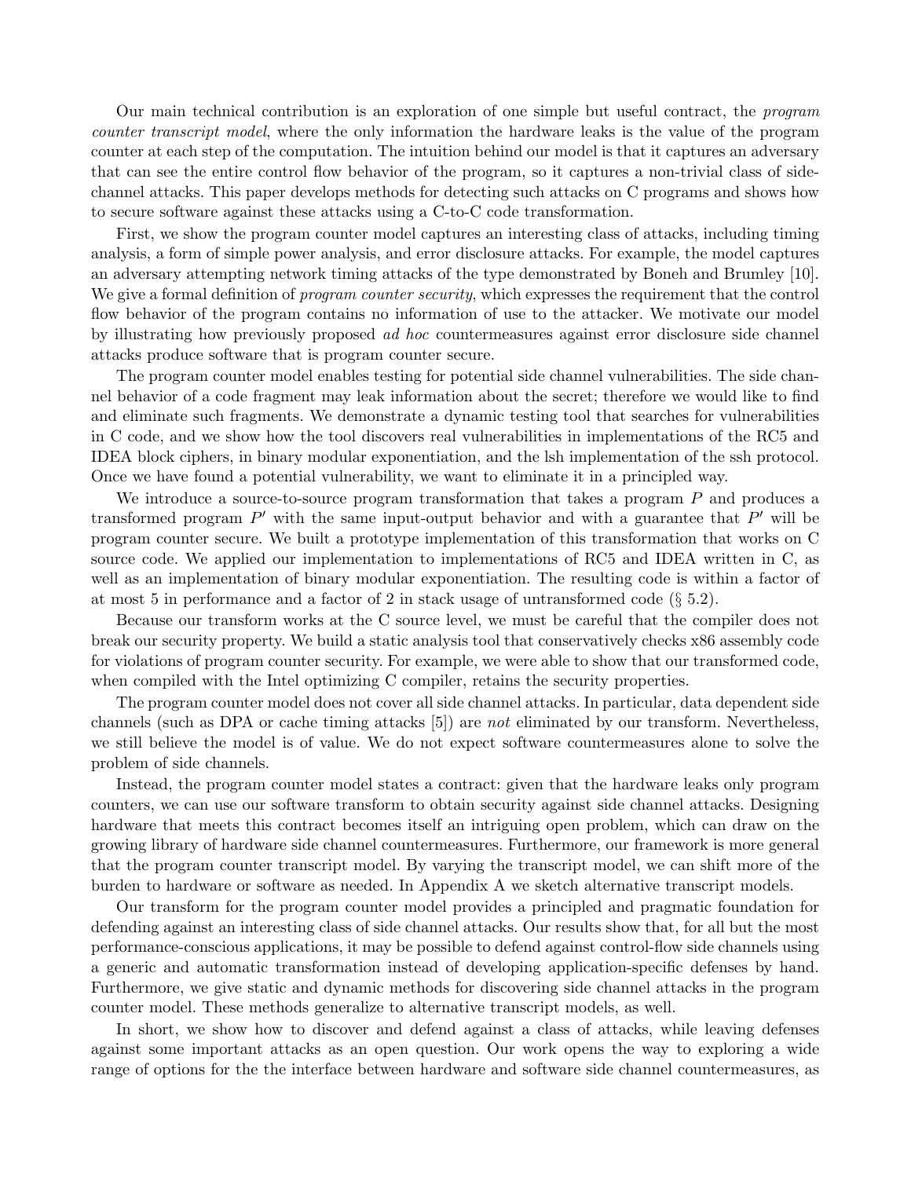Our main technical contribution is an exploration of one simple but useful contract, the *program counter transcript model*, where the only information the hardware leaks is the value of the program counter at each step of the computation. The intuition behind our model is that it captures an adversary that can see the entire control flow behavior of the program, so it captures a non-trivial class of side-channel attacks. This paper develops methods for detecting such attacks on C programs and shows how to secure software against these attacks using a C-to-C code transformation.

First, we show the program counter model captures an interesting class of attacks, including timing analysis, a form of simple power analysis, and error disclosure attacks. For example, the model captures an adversary attempting network timing attacks of the type demonstrated by Boneh and Brumley [10]. We give a formal definition of *program counter security*, which expresses the requirement that the control flow behavior of the program contains no information of use to the attacker. We motivate our model by illustrating how previously proposed *ad hoc* countermeasures against error disclosure side channel attacks produce software that is program counter secure.

The program counter model enables testing for potential side channel vulnerabilities. The side channel behavior of a code fragment may leak information about the secret; therefore we would like to find and eliminate such fragments. We demonstrate a dynamic testing tool that searches for vulnerabilities in C code, and we show how the tool discovers real vulnerabilities in implementations of the RC5 and IDEA block ciphers, in binary modular exponentiation, and the lsh implementation of the ssh protocol. Once we have found a potential vulnerability, we want to eliminate it in a principled way.

We introduce a source-to-source program transformation that takes a program $P$ and produces a transformed program $P'$ with the same input-output behavior and with a guarantee that $P'$ will be program counter secure. We built a prototype implementation of this transformation that works on C source code. We applied our implementation to implementations of RC5 and IDEA written in C, as well as an implementation of binary modular exponentiation. The resulting code is within a factor of at most 5 in performance and a factor of 2 in stack usage of untransformed code (§ 5.2).

Because our transform works at the C source level, we must be careful that the compiler does not break our security property. We build a static analysis tool that conservatively checks x86 assembly code for violations of program counter security. For example, we were able to show that our transformed code, when compiled with the Intel optimizing C compiler, retains the security properties.

The program counter model does not cover all side channel attacks. In particular, data dependent side channels (such as DPA or cache timing attacks [5]) are *not* eliminated by our transform. Nevertheless, we still believe the model is of value. We do not expect software countermeasures alone to solve the problem of side channels.

Instead, the program counter model states a contract: given that the hardware leaks only program counters, we can use our software transform to obtain security against side channel attacks. Designing hardware that meets this contract becomes itself an intriguing open problem, which can draw on the growing library of hardware side channel countermeasures. Furthermore, our framework is more general that the program counter transcript model. By varying the transcript model, we can shift more of the burden to hardware or software as needed. In Appendix A we sketch alternative transcript models.

Our transform for the program counter model provides a principled and pragmatic foundation for defending against an interesting class of side channel attacks. Our results show that, for all but the most performance-conscious applications, it may be possible to defend against control-flow side channels using a generic and automatic transformation instead of developing application-specific defenses by hand. Furthermore, we give static and dynamic methods for discovering side channel attacks in the program counter model. These methods generalize to alternative transcript models, as well.

In short, we show how to discover and defend against a class of attacks, while leaving defenses against some important attacks as an open question. Our work opens the way to exploring a wide range of options for the the interface between hardware and software side channel countermeasures, as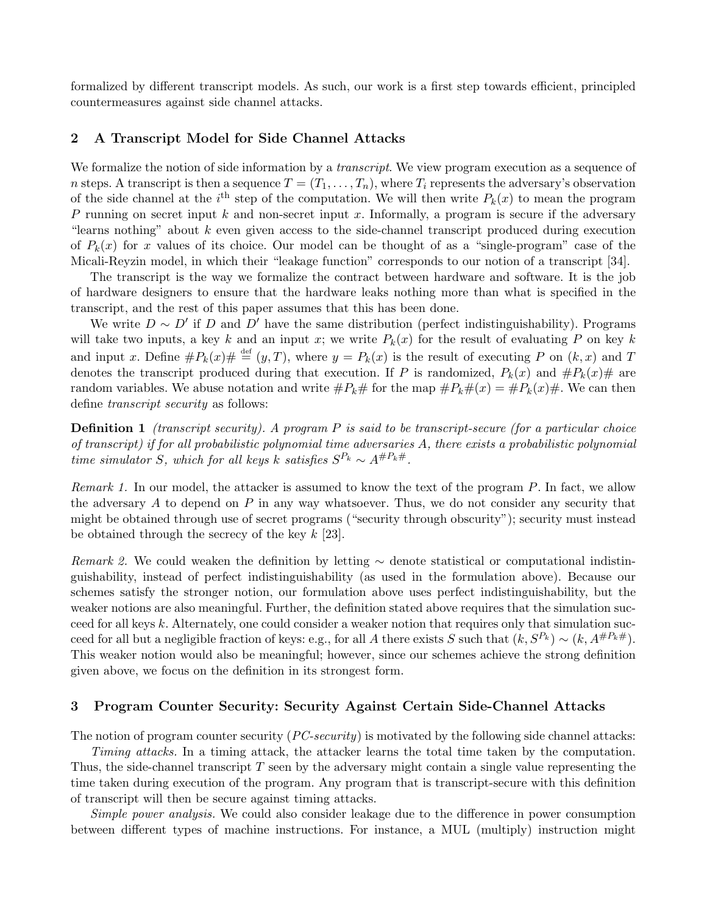formalized by different transcript models. As such, our work is a first step towards efficient, principled countermeasures against side channel attacks.

## 2 A Transcript Model for Side Channel Attacks

We formalize the notion of side information by a *transcript*. We view program execution as a sequence of $n$ steps. A transcript is then a sequence $T = (T_1, \ldots, T_n)$, where $T_i$ represents the adversary's observation of the side channel at the $i^{\text{th}}$ step of the computation. We will then write $P_k(x)$ to mean the program $P$ running on secret input $k$ and non-secret input $x$. Informally, a program is secure if the adversary "learns nothing" about $k$ even given access to the side-channel transcript produced during execution of $P_k(x)$ for $x$ values of its choice. Our model can be thought of as a "single-program" case of the Micali-Reyzin model, in which their "leakage function" corresponds to our notion of a transcript [34].

The transcript is the way we formalize the contract between hardware and software. It is the job of hardware designers to ensure that the hardware leaks nothing more than what is specified in the transcript, and the rest of this paper assumes that this has been done.

We write $D \sim D'$ if $D$ and $D'$ have the same distribution (perfect indistinguishability). Programs will take two inputs, a key $k$ and an input $x$; we write $P_k(x)$ for the result of evaluating $P$ on key $k$ and input $x$. Define $\#P_k(x)\# \stackrel{\text{def}}{=} (y, T)$, where $y = P_k(x)$ is the result of executing $P$ on $(k, x)$ and $T$ denotes the transcript produced during that execution. If $P$ is randomized, $P_k(x)$ and $\#P_k(x)\#$ are random variables. We abuse notation and write $\#P_k\#$ for the map $\#P_k\#(x) = \#P_k(x)\#$. We can then define *transcript security* as follows:

**Definition 1** *(transcript security). A program $P$ is said to be transcript-secure (for a particular choice of transcript) if for all probabilistic polynomial time adversaries $A$, there exists a probabilistic polynomial time simulator $S$, which for all keys $k$ satisfies $S^{P_k} \sim A^{\#P_k\#}$.*

*Remark 1.* In our model, the attacker is assumed to know the text of the program $P$. In fact, we allow the adversary $A$ to depend on $P$ in any way whatsoever. Thus, we do not consider any security that might be obtained through use of secret programs ("security through obscurity"); security must instead be obtained through the secrecy of the key $k$ [23].

*Remark 2.* We could weaken the definition by letting $\sim$ denote statistical or computational indistinguishability, instead of perfect indistinguishability (as used in the formulation above). Because our schemes satisfy the stronger notion, our formulation above uses perfect indistinguishability, but the weaker notions are also meaningful. Further, the definition stated above requires that the simulation succeed for all keys $k$. Alternately, one could consider a weaker notion that requires only that simulation succeed for all but a negligible fraction of keys: e.g., for all $A$ there exists $S$ such that $(k, S^{P_k}) \sim (k, A^{\#P_k\#})$. This weaker notion would also be meaningful; however, since our schemes achieve the strong definition given above, we focus on the definition in its strongest form.

## 3 Program Counter Security: Security Against Certain Side-Channel Attacks

The notion of program counter security (*PC-security*) is motivated by the following side channel attacks:

*Timing attacks.* In a timing attack, the attacker learns the total time taken by the computation. Thus, the side-channel transcript $T$ seen by the adversary might contain a single value representing the time taken during execution of the program. Any program that is transcript-secure with this definition of transcript will then be secure against timing attacks.

*Simple power analysis.* We could also consider leakage due to the difference in power consumption between different types of machine instructions. For instance, a MUL (multiply) instruction might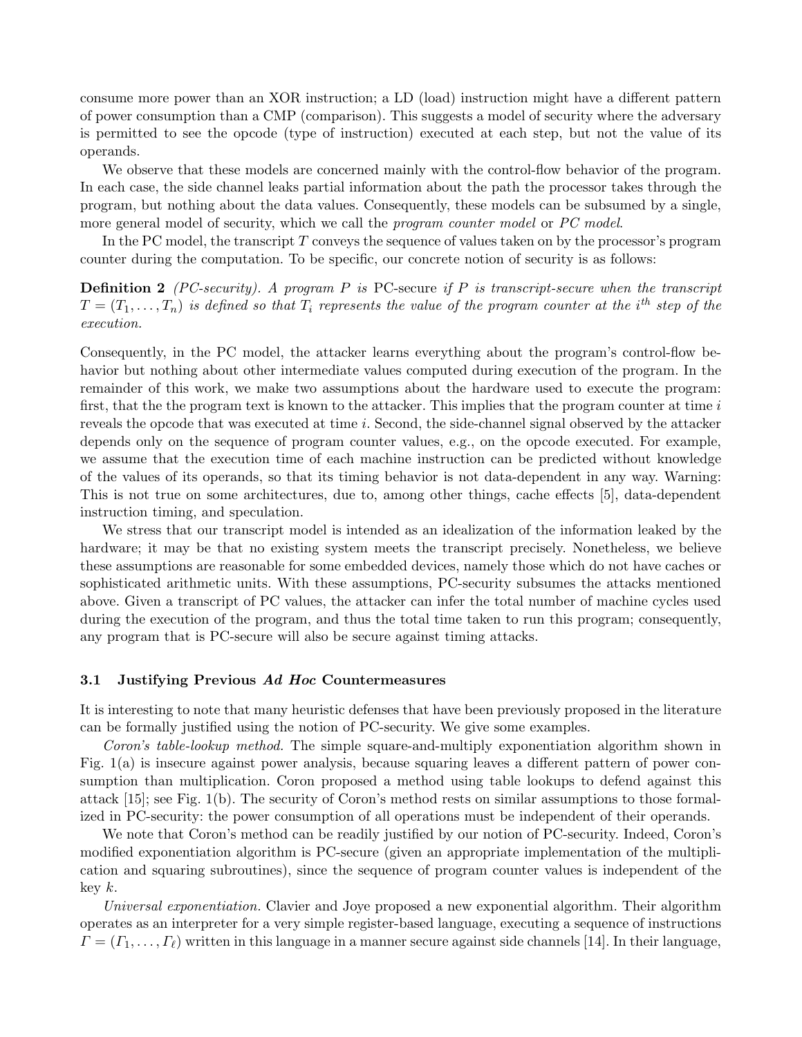consume more power than an XOR instruction; a LD (load) instruction might have a different pattern of power consumption than a CMP (comparison). This suggests a model of security where the adversary is permitted to see the opcode (type of instruction) executed at each step, but not the value of its operands.

We observe that these models are concerned mainly with the control-flow behavior of the program. In each case, the side channel leaks partial information about the path the processor takes through the program, but nothing about the data values. Consequently, these models can be subsumed by a single, more general model of security, which we call the *program counter model* or *PC model*.

In the PC model, the transcript $T$ conveys the sequence of values taken on by the processor's program counter during the computation. To be specific, our concrete notion of security is as follows:

**Definition 2** *(PC-security). A program $P$ is* PC-secure *if $P$ is transcript-secure when the transcript $T = (T_1, \ldots, T_n)$ is defined so that $T_i$ represents the value of the program counter at the $i^{th}$ step of the execution.*

Consequently, in the PC model, the attacker learns everything about the program's control-flow behavior but nothing about other intermediate values computed during execution of the program. In the remainder of this work, we make two assumptions about the hardware used to execute the program: first, that the the program text is known to the attacker. This implies that the program counter at time $i$ reveals the opcode that was executed at time $i$. Second, the side-channel signal observed by the attacker depends only on the sequence of program counter values, e.g., on the opcode executed. For example, we assume that the execution time of each machine instruction can be predicted without knowledge of the values of its operands, so that its timing behavior is not data-dependent in any way. Warning: This is not true on some architectures, due to, among other things, cache effects [5], data-dependent instruction timing, and speculation.

We stress that our transcript model is intended as an idealization of the information leaked by the hardware; it may be that no existing system meets the transcript precisely. Nonetheless, we believe these assumptions are reasonable for some embedded devices, namely those which do not have caches or sophisticated arithmetic units. With these assumptions, PC-security subsumes the attacks mentioned above. Given a transcript of PC values, the attacker can infer the total number of machine cycles used during the execution of the program, and thus the total time taken to run this program; consequently, any program that is PC-secure will also be secure against timing attacks.

### 3.1 Justifying Previous *Ad Hoc* Countermeasures

It is interesting to note that many heuristic defenses that have been previously proposed in the literature can be formally justified using the notion of PC-security. We give some examples.

*Coron's table-lookup method.* The simple square-and-multiply exponentiation algorithm shown in Fig. 1(a) is insecure against power analysis, because squaring leaves a different pattern of power consumption than multiplication. Coron proposed a method using table lookups to defend against this attack [15]; see Fig. 1(b). The security of Coron's method rests on similar assumptions to those formalized in PC-security: the power consumption of all operations must be independent of their operands.

We note that Coron's method can be readily justified by our notion of PC-security. Indeed, Coron's modified exponentiation algorithm is PC-secure (given an appropriate implementation of the multiplication and squaring subroutines), since the sequence of program counter values is independent of the key $k$.

*Universal exponentiation.* Clavier and Joye proposed a new exponential algorithm. Their algorithm operates as an interpreter for a very simple register-based language, executing a sequence of instructions $\Gamma = (\Gamma_1, \ldots, \Gamma_\ell)$ written in this language in a manner secure against side channels [14]. In their language,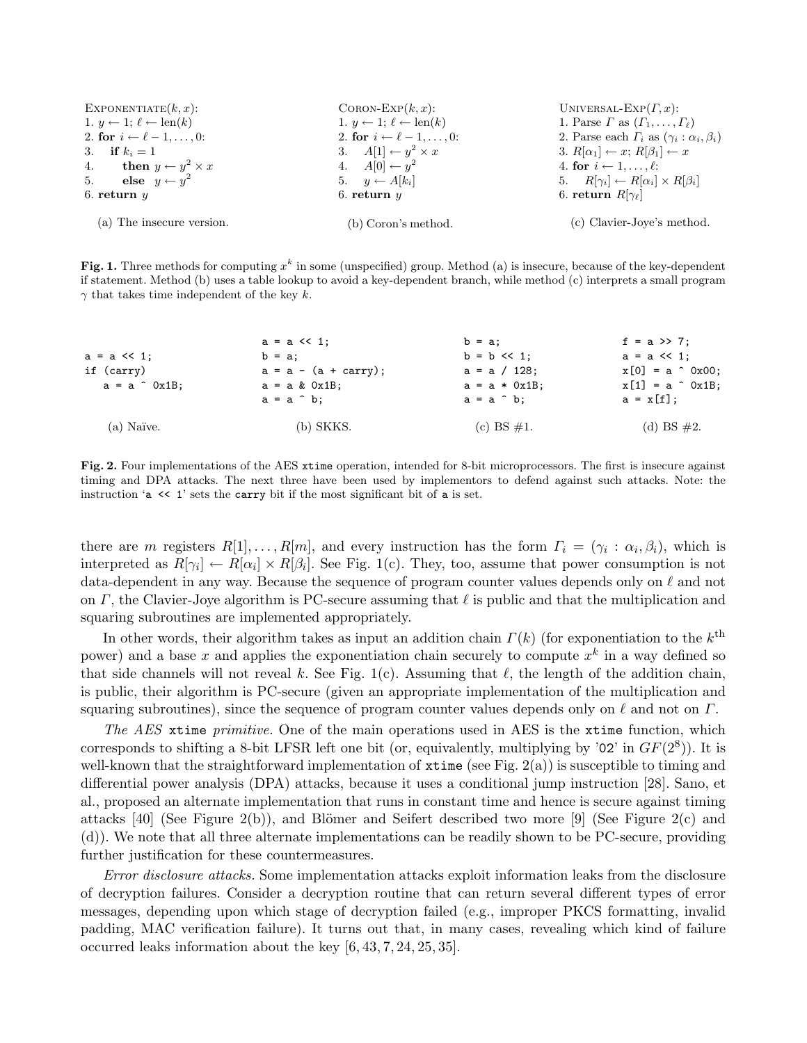```
EXPONENTIATE(k, x):
1. y ← 1; ℓ ← len(k)
2. for i ← ℓ − 1, . . . , 0:
3.   if k_i = 1
4.     then y ← y^2 × x
5.     else y ← y^2
6. return y
```

(a) The insecure version.

```
CORON-EXP(k, x):
1. y ← 1; ℓ ← len(k)
2. for i ← ℓ − 1, . . . , 0:
3.   A[1] ← y^2 × x
4.   A[0] ← y^2
5.   y ← A[k_i]
6. return y
```

(b) Coron's method.

```
UNIVERSAL-EXP(Γ, x):
1. Parse Γ as (Γ_1, . . . , Γ_ℓ)
2. Parse each Γ_i as (γ_i : α_i, β_i)
3. R[α_1] ← x; R[β_1] ← x
4. for i ← 1, . . . , ℓ:
5.   R[γ_i] ← R[α_i] × R[β_i]
6. return R[γ_ℓ]
```

(c) Clavier-Joye's method.

**Fig. 1.** Three methods for computing $x^k$ in some (unspecified) group. Method (a) is insecure, because of the key-dependent if statement. Method (b) uses a table lookup to avoid a key-dependent branch, while method (c) interprets a small program $\gamma$ that takes time independent of the key $k$.

```
a = a << 1;
if (carry)
   a = a ^ 0x1B;
```

(a) Naïve.

```
a = a << 1;
b = a;
a = a - (a + carry);
a = a & 0x1B;
a = a ^ b;
```

(b) SKKS.

```
b = a;
b = b << 1;
a = a / 128;
a = a * 0x1B;
a = a ^ b;
```

(c) BS #1.

```
f = a >> 7;
a = a << 1;
x[0] = a ^ 0x00;
x[1] = a ^ 0x1B;
a = x[f];
```

(d) BS #2.

**Fig. 2.** Four implementations of the AES `xtime` operation, intended for 8-bit microprocessors. The first is insecure against timing and DPA attacks. The next three have been used by implementors to defend against such attacks. Note: the instruction '`a << 1`' sets the `carry` bit if the most significant bit of `a` is set.

there are $m$ registers $R[1], \ldots, R[m]$, and every instruction has the form $\Gamma_i = (\gamma_i : \alpha_i, \beta_i)$, which is interpreted as $R[\gamma_i] \leftarrow R[\alpha_i] \times R[\beta_i]$. See Fig. 1(c). They, too, assume that power consumption is not data-dependent in any way. Because the sequence of program counter values depends only on $\ell$ and not on $\Gamma$, the Clavier-Joye algorithm is PC-secure assuming that $\ell$ is public and that the multiplication and squaring subroutines are implemented appropriately.

In other words, their algorithm takes as input an addition chain $\Gamma(k)$ (for exponentiation to the $k^{\text{th}}$ power) and a base $x$ and applies the exponentiation chain securely to compute $x^k$ in a way defined so that side channels will not reveal $k$. See Fig. 1(c). Assuming that $\ell$, the length of the addition chain, is public, their algorithm is PC-secure (given an appropriate implementation of the multiplication and squaring subroutines), since the sequence of program counter values depends only on $\ell$ and not on $\Gamma$.

*The AES* `xtime` *primitive.* One of the main operations used in AES is the `xtime` function, which corresponds to shifting a 8-bit LFSR left one bit (or, equivalently, multiplying by '`02`' in $GF(2^8)$). It is well-known that the straightforward implementation of `xtime` (see Fig. 2(a)) is susceptible to timing and differential power analysis (DPA) attacks, because it uses a conditional jump instruction [28]. Sano, et al., proposed an alternate implementation that runs in constant time and hence is secure against timing attacks [40] (See Figure 2(b)), and Blömer and Seifert described two more [9] (See Figure 2(c) and (d)). We note that all three alternate implementations can be readily shown to be PC-secure, providing further justification for these countermeasures.

*Error disclosure attacks.* Some implementation attacks exploit information leaks from the disclosure of decryption failures. Consider a decryption routine that can return several different types of error messages, depending upon which stage of decryption failed (e.g., improper PKCS formatting, invalid padding, MAC verification failure). It turns out that, in many cases, revealing which kind of failure occurred leaks information about the key [6, 43, 7, 24, 25, 35].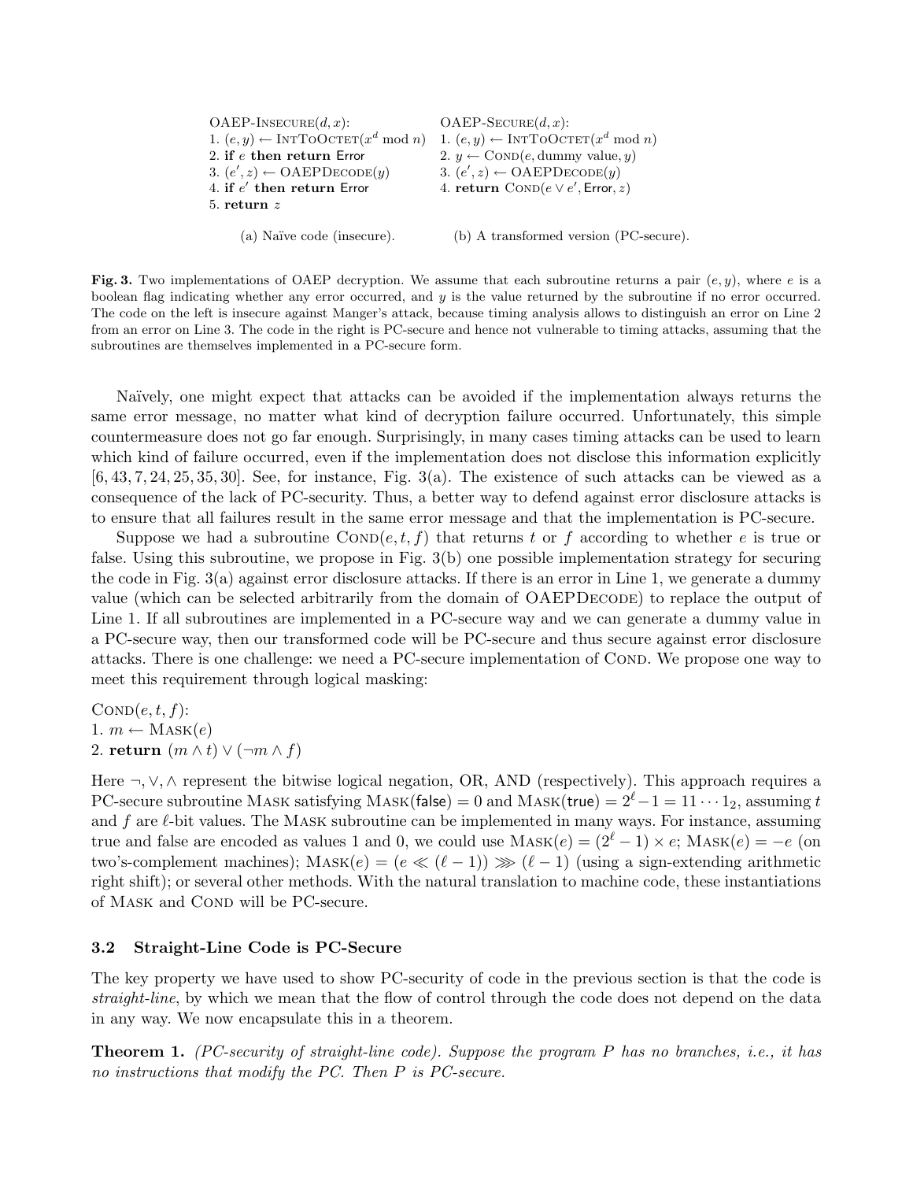```
OAEP-Insecure(d, x):
1. (e, y) ← IntToOctet(x^d mod n)
2. if e then return Error
3. (e', z) ← OAEPDecode(y)
4. if e' then return Error
5. return z
```

(a) Naïve code (insecure).

```
OAEP-Secure(d, x):
1. (e, y) ← IntToOctet(x^d mod n)
2. y ← Cond(e, dummy value, y)
3. (e', z) ← OAEPDecode(y)
4. return Cond(e ∨ e', Error, z)
```

(b) A transformed version (PC-secure).

**Fig. 3.** Two implementations of OAEP decryption. We assume that each subroutine returns a pair $(e, y)$, where $e$ is a boolean flag indicating whether any error occurred, and $y$ is the value returned by the subroutine if no error occurred. The code on the left is insecure against Manger's attack, because timing analysis allows to distinguish an error on Line 2 from an error on Line 3. The code in the right is PC-secure and hence not vulnerable to timing attacks, assuming that the subroutines are themselves implemented in a PC-secure form.

Naïvely, one might expect that attacks can be avoided if the implementation always returns the same error message, no matter what kind of decryption failure occurred. Unfortunately, this simple countermeasure does not go far enough. Surprisingly, in many cases timing attacks can be used to learn which kind of failure occurred, even if the implementation does not disclose this information explicitly [6, 43, 7, 24, 25, 35, 30]. See, for instance, Fig. 3(a). The existence of such attacks can be viewed as a consequence of the lack of PC-security. Thus, a better way to defend against error disclosure attacks is to ensure that all failures result in the same error message and that the implementation is PC-secure.

Suppose we had a subroutine $\textsc{Cond}(e, t, f)$ that returns $t$ or $f$ according to whether $e$ is true or false. Using this subroutine, we propose in Fig. 3(b) one possible implementation strategy for securing the code in Fig. 3(a) against error disclosure attacks. If there is an error in Line 1, we generate a dummy value (which can be selected arbitrarily from the domain of $\text{OAEP}\textsc{Decode}$) to replace the output of Line 1. If all subroutines are implemented in a PC-secure way and we can generate a dummy value in a PC-secure way, then our transformed code will be PC-secure and thus secure against error disclosure attacks. There is one challenge: we need a PC-secure implementation of $\textsc{Cond}$. We propose one way to meet this requirement through logical masking:

```
Cond(e, t, f):
1. m ← Mask(e)
2. return (m ∧ t) ∨ (¬m ∧ f)
```

Here $\neg, \vee, \wedge$ represent the bitwise logical negation, OR, AND (respectively). This approach requires a PC-secure subroutine $\textsc{Mask}$ satisfying $\textsc{Mask}(\mathsf{false}) = 0$ and $\textsc{Mask}(\mathsf{true}) = 2^\ell - 1 = 11\cdots1_2$, assuming $t$ and $f$ are $\ell$-bit values. The $\textsc{Mask}$ subroutine can be implemented in many ways. For instance, assuming true and false are encoded as values 1 and 0, we could use $\textsc{Mask}(e) = (2^\ell - 1) \times e$; $\textsc{Mask}(e) = -e$ (on two's-complement machines); $\textsc{Mask}(e) = (e \ll (\ell - 1)) \ggg (\ell - 1)$ (using a sign-extending arithmetic right shift); or several other methods. With the natural translation to machine code, these instantiations of $\textsc{Mask}$ and $\textsc{Cond}$ will be PC-secure.

### 3.2 Straight-Line Code is PC-Secure

The key property we have used to show PC-security of code in the previous section is that the code is *straight-line*, by which we mean that the flow of control through the code does not depend on the data in any way. We now encapsulate this in a theorem.

**Theorem 1.** *(PC-security of straight-line code). Suppose the program $P$ has no branches, i.e., it has no instructions that modify the PC. Then $P$ is PC-secure.*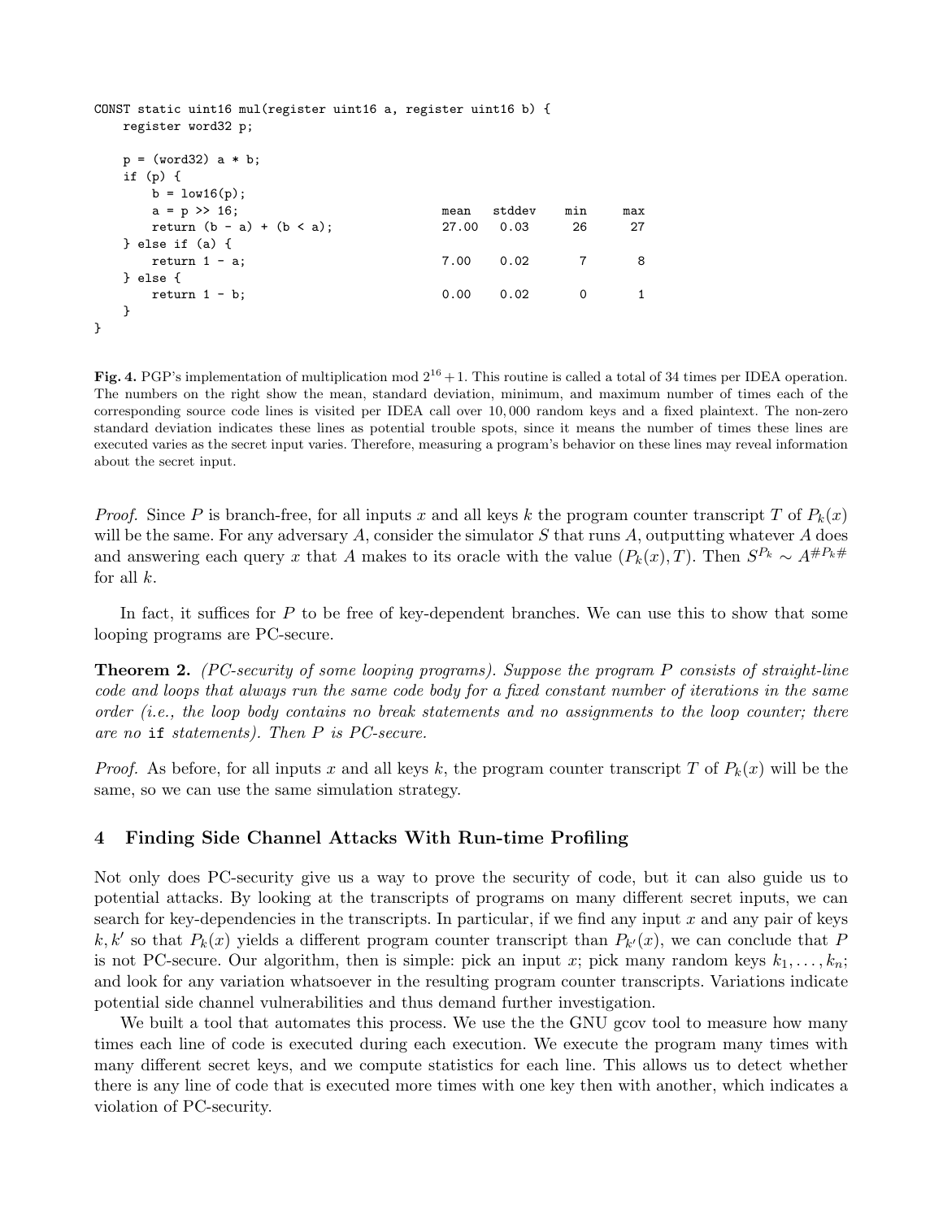```
CONST static uint16 mul(register uint16 a, register uint16 b) {
    register word32 p;

    p = (word32) a * b;
    if (p) {
        b = low16(p);
        a = p >> 16;                                  mean   stddev   min    max
        return (b - a) + (b < a);                     27.00  0.03     26     27
    } else if (a) {
        return 1 - a;                                 7.00   0.02     7      8
    } else {
        return 1 - b;                                 0.00   0.02     0      1
    }
}
```

**Fig. 4.** PGP's implementation of multiplication mod $2^{16}+1$. This routine is called a total of 34 times per IDEA operation. The numbers on the right show the mean, standard deviation, minimum, and maximum number of times each of the corresponding source code lines is visited per IDEA call over 10,000 random keys and a fixed plaintext. The non-zero standard deviation indicates these lines as potential trouble spots, since it means the number of times these lines are executed varies as the secret input varies. Therefore, measuring a program's behavior on these lines may reveal information about the secret input.

*Proof.* Since $P$ is branch-free, for all inputs $x$ and all keys $k$ the program counter transcript $T$ of $P_k(x)$ will be the same. For any adversary $A$, consider the simulator $S$ that runs $A$, outputting whatever $A$ does and answering each query $x$ that $A$ makes to its oracle with the value $(P_k(x), T)$. Then $S^{P_k} \sim A^{\#P_k\#}$ for all $k$.

In fact, it suffices for $P$ to be free of key-dependent branches. We can use this to show that some looping programs are PC-secure.

**Theorem 2.** *(PC-security of some looping programs). Suppose the program $P$ consists of straight-line code and loops that always run the same code body for a fixed constant number of iterations in the same order (i.e., the loop body contains no break statements and no assignments to the loop counter; there are no* `if` *statements). Then $P$ is PC-secure.*

*Proof.* As before, for all inputs $x$ and all keys $k$, the program counter transcript $T$ of $P_k(x)$ will be the same, so we can use the same simulation strategy.

## 4 Finding Side Channel Attacks With Run-time Profiling

Not only does PC-security give us a way to prove the security of code, but it can also guide us to potential attacks. By looking at the transcripts of programs on many different secret inputs, we can search for key-dependencies in the transcripts. In particular, if we find any input $x$ and any pair of keys $k, k'$ so that $P_k(x)$ yields a different program counter transcript than $P_{k'}(x)$, we can conclude that $P$ is not PC-secure. Our algorithm, then is simple: pick an input $x$; pick many random keys $k_1, \ldots, k_n$; and look for any variation whatsoever in the resulting program counter transcripts. Variations indicate potential side channel vulnerabilities and thus demand further investigation.

We built a tool that automates this process. We use the the GNU gcov tool to measure how many times each line of code is executed during each execution. We execute the program many times with many different secret keys, and we compute statistics for each line. This allows us to detect whether there is any line of code that is executed more times with one key then with another, which indicates a violation of PC-security.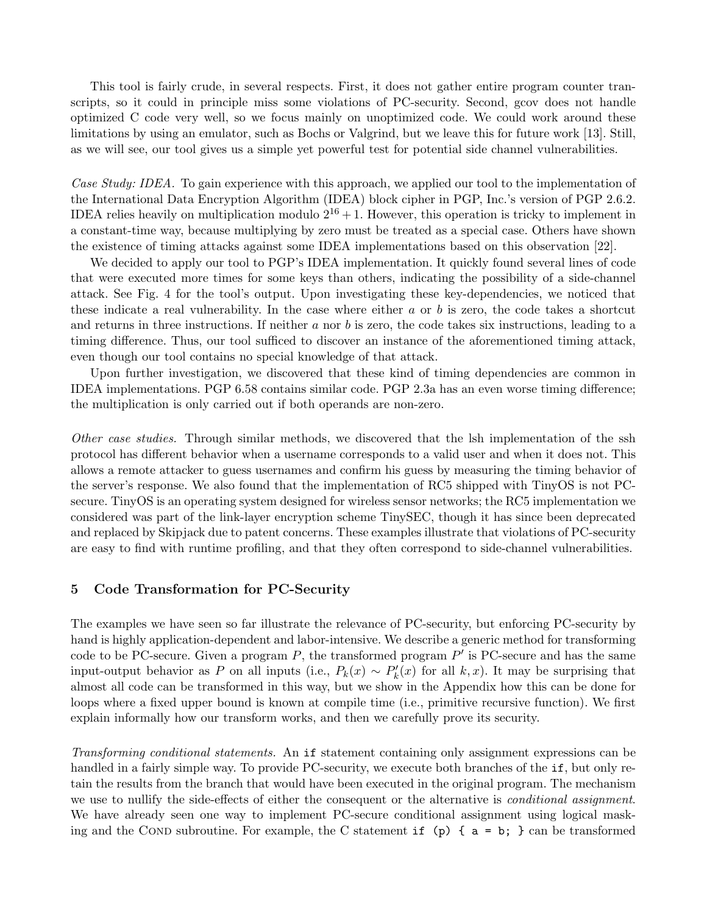This tool is fairly crude, in several respects. First, it does not gather entire program counter transcripts, so it could in principle miss some violations of PC-security. Second, gcov does not handle optimized C code very well, so we focus mainly on unoptimized code. We could work around these limitations by using an emulator, such as Bochs or Valgrind, but we leave this for future work [13]. Still, as we will see, our tool gives us a simple yet powerful test for potential side channel vulnerabilities.

*Case Study: IDEA.* To gain experience with this approach, we applied our tool to the implementation of the International Data Encryption Algorithm (IDEA) block cipher in PGP, Inc.'s version of PGP 2.6.2. IDEA relies heavily on multiplication modulo $2^{16} + 1$. However, this operation is tricky to implement in a constant-time way, because multiplying by zero must be treated as a special case. Others have shown the existence of timing attacks against some IDEA implementations based on this observation [22].

We decided to apply our tool to PGP's IDEA implementation. It quickly found several lines of code that were executed more times for some keys than others, indicating the possibility of a side-channel attack. See Fig. 4 for the tool's output. Upon investigating these key-dependencies, we noticed that these indicate a real vulnerability. In the case where either $a$ or $b$ is zero, the code takes a shortcut and returns in three instructions. If neither $a$ nor $b$ is zero, the code takes six instructions, leading to a timing difference. Thus, our tool sufficed to discover an instance of the aforementioned timing attack, even though our tool contains no special knowledge of that attack.

Upon further investigation, we discovered that these kind of timing dependencies are common in IDEA implementations. PGP 6.58 contains similar code. PGP 2.3a has an even worse timing difference; the multiplication is only carried out if both operands are non-zero.

*Other case studies.* Through similar methods, we discovered that the lsh implementation of the ssh protocol has different behavior when a username corresponds to a valid user and when it does not. This allows a remote attacker to guess usernames and confirm his guess by measuring the timing behavior of the server's response. We also found that the implementation of RC5 shipped with TinyOS is not PC-secure. TinyOS is an operating system designed for wireless sensor networks; the RC5 implementation we considered was part of the link-layer encryption scheme TinySEC, though it has since been deprecated and replaced by Skipjack due to patent concerns. These examples illustrate that violations of PC-security are easy to find with runtime profiling, and that they often correspond to side-channel vulnerabilities.

## 5 Code Transformation for PC-Security

The examples we have seen so far illustrate the relevance of PC-security, but enforcing PC-security by hand is highly application-dependent and labor-intensive. We describe a generic method for transforming code to be PC-secure. Given a program $P$, the transformed program $P'$ is PC-secure and has the same input-output behavior as $P$ on all inputs (i.e., $P_k(x) \sim P'_k(x)$ for all $k, x$). It may be surprising that almost all code can be transformed in this way, but we show in the Appendix how this can be done for loops where a fixed upper bound is known at compile time (i.e., primitive recursive function). We first explain informally how our transform works, and then we carefully prove its security.

*Transforming conditional statements.* An `if` statement containing only assignment expressions can be handled in a fairly simple way. To provide PC-security, we execute both branches of the `if`, but only retain the results from the branch that would have been executed in the original program. The mechanism we use to nullify the side-effects of either the consequent or the alternative is *conditional assignment*. We have already seen one way to implement PC-secure conditional assignment using logical masking and the COND subroutine. For example, the C statement `if (p) { a = b; }` can be transformed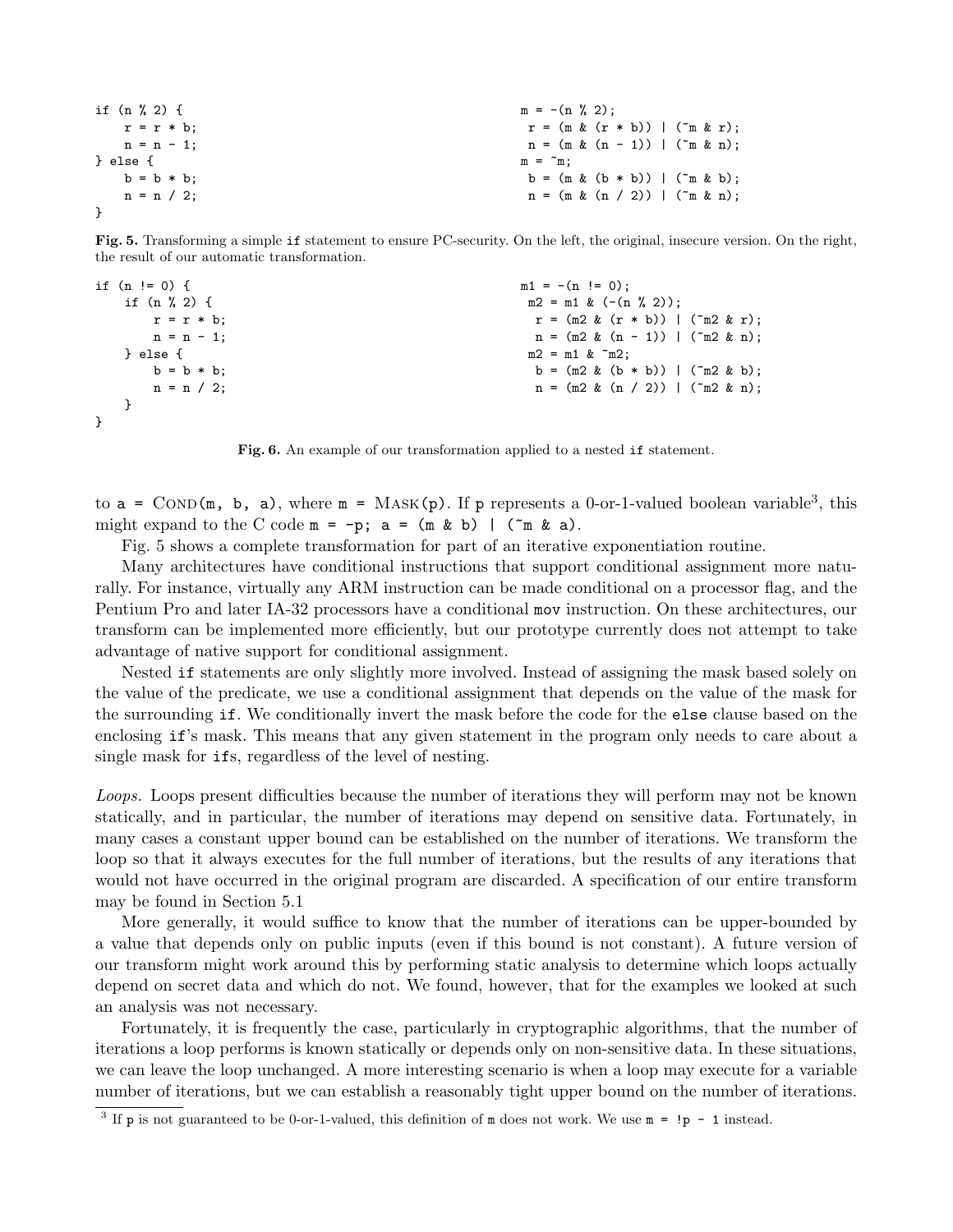```
if (n % 2) {
    r = r * b;
    n = n - 1;
} else {
    b = b * b;
    n = n / 2;
}
```

```
m = -(n % 2);
 r = (m & (r * b)) | (~m & r);
 n = (m & (n - 1)) | (~m & n);
m = ~m;
 b = (m & (b * b)) | (~m & b);
 n = (m & (n / 2)) | (~m & n);
```

**Fig. 5.** Transforming a simple `if` statement to ensure PC-security. On the left, the original, insecure version. On the right, the result of our automatic transformation.

```
if (n != 0) {
    if (n % 2) {
        r = r * b;
        n = n - 1;
    } else {
        b = b * b;
        n = n / 2;
    }
}
```

```
m1 = -(n != 0);
 m2 = m1 & (-(n % 2));
  r = (m2 & (r * b)) | (~m2 & r);
  n = (m2 & (n - 1)) | (~m2 & n);
 m2 = m1 & ~m2;
  b = (m2 & (b * b)) | (~m2 & b);
  n = (m2 & (n / 2)) | (~m2 & n);
```

**Fig. 6.** An example of our transformation applied to a nested `if` statement.

to `a = COND(m, b, a)`, where `m = MASK(p)`. If `p` represents a 0-or-1-valued boolean variable[3], this might expand to the C code `m = -p; a = (m & b) | (~m & a)`.

Fig. 5 shows a complete transformation for part of an iterative exponentiation routine.

Many architectures have conditional instructions that support conditional assignment more naturally. For instance, virtually any ARM instruction can be made conditional on a processor flag, and the Pentium Pro and later IA-32 processors have a conditional `mov` instruction. On these architectures, our transform can be implemented more efficiently, but our prototype currently does not attempt to take advantage of native support for conditional assignment.

Nested `if` statements are only slightly more involved. Instead of assigning the mask based solely on the value of the predicate, we use a conditional assignment that depends on the value of the mask for the surrounding `if`. We conditionally invert the mask before the code for the `else` clause based on the enclosing `if`'s mask. This means that any given statement in the program only needs to care about a single mask for `if`s, regardless of the level of nesting.

*Loops.* Loops present difficulties because the number of iterations they will perform may not be known statically, and in particular, the number of iterations may depend on sensitive data. Fortunately, in many cases a constant upper bound can be established on the number of iterations. We transform the loop so that it always executes for the full number of iterations, but the results of any iterations that would not have occurred in the original program are discarded. A specification of our entire transform may be found in Section 5.1

More generally, it would suffice to know that the number of iterations can be upper-bounded by a value that depends only on public inputs (even if this bound is not constant). A future version of our transform might work around this by performing static analysis to determine which loops actually depend on secret data and which do not. We found, however, that for the examples we looked at such an analysis was not necessary.

Fortunately, it is frequently the case, particularly in cryptographic algorithms, that the number of iterations a loop performs is known statically or depends only on non-sensitive data. In these situations, we can leave the loop unchanged. A more interesting scenario is when a loop may execute for a variable number of iterations, but we can establish a reasonably tight upper bound on the number of iterations.

[3] If `p` is not guaranteed to be 0-or-1-valued, this definition of `m` does not work. We use `m = !p - 1` instead.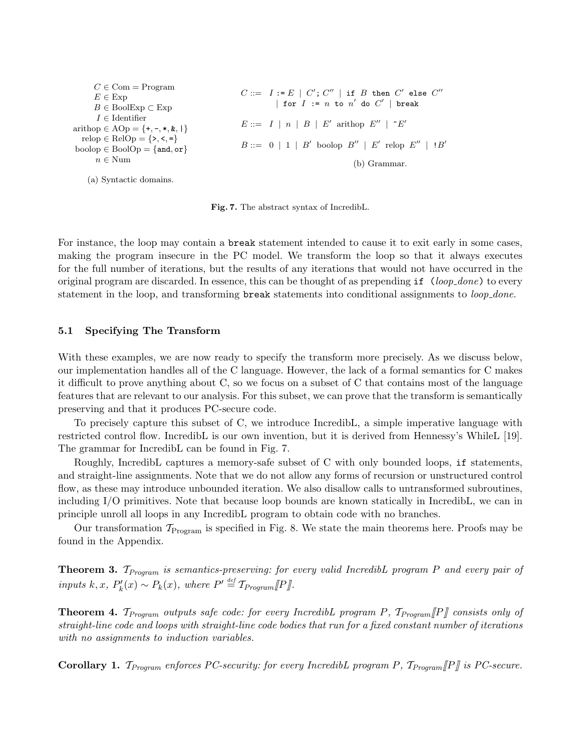$$C \in \text{Com} = \text{Program}$$
$$E \in \text{Exp}$$
$$B \in \text{BoolExp} \subset \text{Exp}$$
$$I \in \text{Identifier}$$
$$\text{arithop} \in \text{AOp} = \{\texttt{+}, \texttt{-}, \texttt{*}, \texttt{\&}, \texttt{|}\}$$
$$\text{relop} \in \text{RelOp} = \{\texttt{>}, \texttt{<}, \texttt{=}\}$$
$$\text{boolop} \in \text{BoolOp} = \{\texttt{and}, \texttt{or}\}$$
$$n \in \text{Num}$$

(a) Syntactic domains.

$$C ::= I \texttt{ := } E \mid C' \texttt{;}\ C'' \mid \texttt{if } B \texttt{ then } C' \texttt{ else } C'' \mid \texttt{for } I \texttt{ := } n \texttt{ to } n' \texttt{ do } C' \mid \texttt{break}$$

$$E ::= I \mid n \mid B \mid E' \text{ arithop } E'' \mid \texttt{\~{}}E'$$

$$B ::= 0 \mid 1 \mid B' \text{ boolop } B'' \mid E' \text{ relop } E'' \mid \texttt{!}B'$$

(b) Grammar.

**Fig. 7.** The abstract syntax of IncredibL.

For instance, the loop may contain a `break` statement intended to cause it to exit early in some cases, making the program insecure in the PC model. We transform the loop so that it always executes for the full number of iterations, but the results of any iterations that would not have occurred in the original program are discarded. In essence, this can be thought of as prepending `if` (*loop_done*) to every statement in the loop, and transforming `break` statements into conditional assignments to *loop_done.*

### 5.1 Specifying The Transform

With these examples, we are now ready to specify the transform more precisely. As we discuss below, our implementation handles all of the C language. However, the lack of a formal semantics for C makes it difficult to prove anything about C, so we focus on a subset of C that contains most of the language features that are relevant to our analysis. For this subset, we can prove that the transform is semantically preserving and that it produces PC-secure code.

To precisely capture this subset of C, we introduce IncredibL, a simple imperative language with restricted control flow. IncredibL is our own invention, but it is derived from Hennessy's WhileL [19]. The grammar for IncredibL can be found in Fig. 7.

Roughly, IncredibL captures a memory-safe subset of C with only bounded loops, `if` statements, and straight-line assignments. Note that we do not allow any forms of recursion or unstructured control flow, as these may introduce unbounded iteration. We also disallow calls to untransformed subroutines, including I/O primitives. Note that because loop bounds are known statically in IncredibL, we can in principle unroll all loops in any IncredibL program to obtain code with no branches.

Our transformation $\mathcal{T}_{\text{Program}}$ is specified in Fig. 8. We state the main theorems here. Proofs may be found in the Appendix.

**Theorem 3.** *$\mathcal{T}_{Program}$ is semantics-preserving: for every valid IncredibL program $P$ and every pair of inputs $k, x$, $P'_k(x) \sim P_k(x)$, where $P' \stackrel{def}{=} \mathcal{T}_{Program}[\![P]\!]$.*

**Theorem 4.** *$\mathcal{T}_{Program}$ outputs safe code: for every IncredibL program $P$, $\mathcal{T}_{Program}[\![P]\!]$ consists only of straight-line code and loops with straight-line code bodies that run for a fixed constant number of iterations with no assignments to induction variables.*

**Corollary 1.** *$\mathcal{T}_{Program}$ enforces PC-security: for every IncredibL program $P$, $\mathcal{T}_{Program}[\![P]\!]$ is PC-secure.*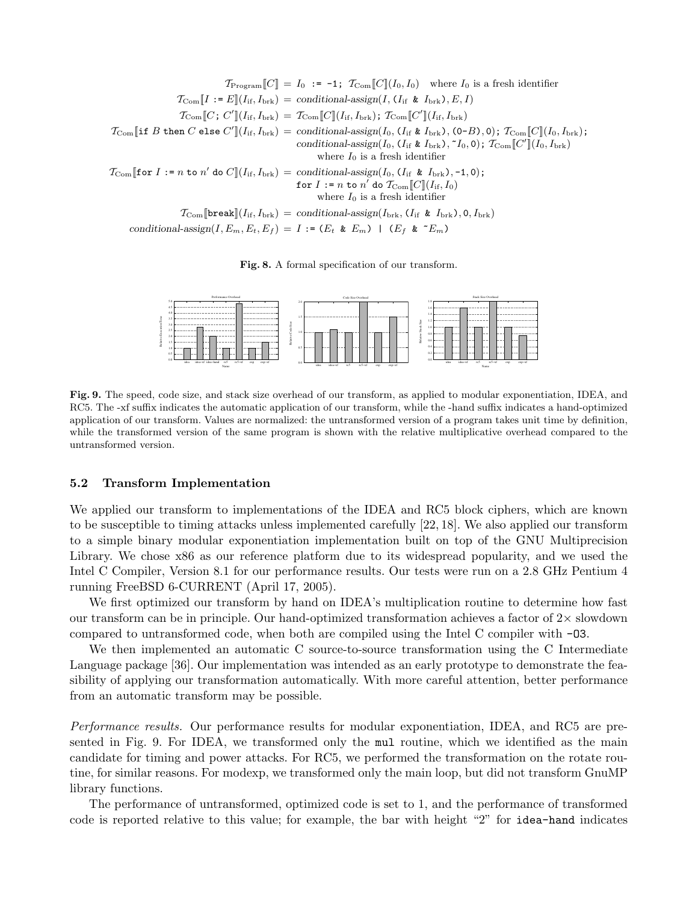$$
\begin{aligned}
\mathcal{T}_{\text{Program}}[\![C]\!] &= I_0 \texttt{ := -1; } \mathcal{T}_{\text{Com}}[\![C]\!](I_0, I_0) \quad \text{where } I_0 \text{ is a fresh identifier} \\
\mathcal{T}_{\text{Com}}[\![I \texttt{ := } E]\!](I_{\text{if}}, I_{\text{brk}}) &= \textit{conditional-assign}(I, \texttt{(}I_{\text{if}} \texttt{ \& } I_{\text{brk}}\texttt{)}, E, I) \\
\mathcal{T}_{\text{Com}}[\![C\texttt{; } C']\!](I_{\text{if}}, I_{\text{brk}}) &= \mathcal{T}_{\text{Com}}[\![C]\!](I_{\text{if}}, I_{\text{brk}})\texttt{; } \mathcal{T}_{\text{Com}}[\![C']\!](I_{\text{if}}, I_{\text{brk}}) \\
\mathcal{T}_{\text{Com}}[\![\texttt{if } B \texttt{ then } C \texttt{ else } C']\!](I_{\text{if}}, I_{\text{brk}}) &= \textit{conditional-assign}(I_0, \texttt{(}I_{\text{if}} \texttt{ \& } I_{\text{brk}}\texttt{)}, \texttt{(0-}B\texttt{)}, \texttt{0})\texttt{; } \mathcal{T}_{\text{Com}}[\![C]\!](I_0, I_{\text{brk}})\texttt{;} \\
&\quad\; \textit{conditional-assign}(I_0, \texttt{(}I_{\text{if}} \texttt{ \& } I_{\text{brk}}\texttt{)}, \texttt{\~{}}I_0, \texttt{0})\texttt{; } \mathcal{T}_{\text{Com}}[\![C']\!](I_0, I_{\text{brk}}) \\
&\qquad\quad \text{where } I_0 \text{ is a fresh identifier} \\
\mathcal{T}_{\text{Com}}[\![\texttt{for } I \texttt{ := } n \texttt{ to } n' \texttt{ do } C]\!](I_{\text{if}}, I_{\text{brk}}) &= \textit{conditional-assign}(I_0, \texttt{(}I_{\text{if}} \texttt{ \& } I_{\text{brk}}\texttt{)}, \texttt{-1}, \texttt{0})\texttt{;} \\
&\quad\; \texttt{for } I \texttt{ := } n \texttt{ to } n' \texttt{ do } \mathcal{T}_{\text{Com}}[\![C]\!](I_{\text{if}}, I_0) \\
&\qquad\quad \text{where } I_0 \text{ is a fresh identifier} \\
\mathcal{T}_{\text{Com}}[\![\texttt{break}]\!](I_{\text{if}}, I_{\text{brk}}) &= \textit{conditional-assign}(I_{\text{brk}}, \texttt{(}I_{\text{if}} \texttt{ \& } I_{\text{brk}}\texttt{)}, \texttt{0}, I_{\text{brk}}) \\
\textit{conditional-assign}(I, E_m, E_t, E_f) &= I \texttt{ := (}E_t \texttt{ \& } E_m\texttt{) | (}E_f \texttt{ \& \~{}}E_m\texttt{)}
\end{aligned}
$$

**Fig. 8.** A formal specification of our transform.

**Fig. 9.** The speed, code size, and stack size overhead of our transform, as applied to modular exponentiation, IDEA, and RC5. The -xf suffix indicates the automatic application of our transform, while the -hand suffix indicates a hand-optimized application of our transform. Values are normalized: the untransformed version of a program takes unit time by definition, while the transformed version of the same program is shown with the relative multiplicative overhead compared to the untransformed version.

### 5.2 Transform Implementation

We applied our transform to implementations of the IDEA and RC5 block ciphers, which are known to be susceptible to timing attacks unless implemented carefully [22, 18]. We also applied our transform to a simple binary modular exponentiation implementation built on top of the GNU Multiprecision Library. We chose x86 as our reference platform due to its widespread popularity, and we used the Intel C Compiler, Version 8.1 for our performance results. Our tests were run on a 2.8 GHz Pentium 4 running FreeBSD 6-CURRENT (April 17, 2005).

We first optimized our transform by hand on IDEA's multiplication routine to determine how fast our transform can be in principle. Our hand-optimized transformation achieves a factor of 2× slowdown compared to untransformed code, when both are compiled using the Intel C compiler with `-O3`.

We then implemented an automatic C source-to-source transformation using the C Intermediate Language package [36]. Our implementation was intended as an early prototype to demonstrate the feasibility of applying our transformation automatically. With more careful attention, better performance from an automatic transform may be possible.

*Performance results.* Our performance results for modular exponentiation, IDEA, and RC5 are presented in Fig. 9. For IDEA, we transformed only the `mul` routine, which we identified as the main candidate for timing and power attacks. For RC5, we performed the transformation on the rotate routine, for similar reasons. For modexp, we transformed only the main loop, but did not transform GnuMP library functions.

The performance of untransformed, optimized code is set to 1, and the performance of transformed code is reported relative to this value; for example, the bar with height "2" for `idea-hand` indicates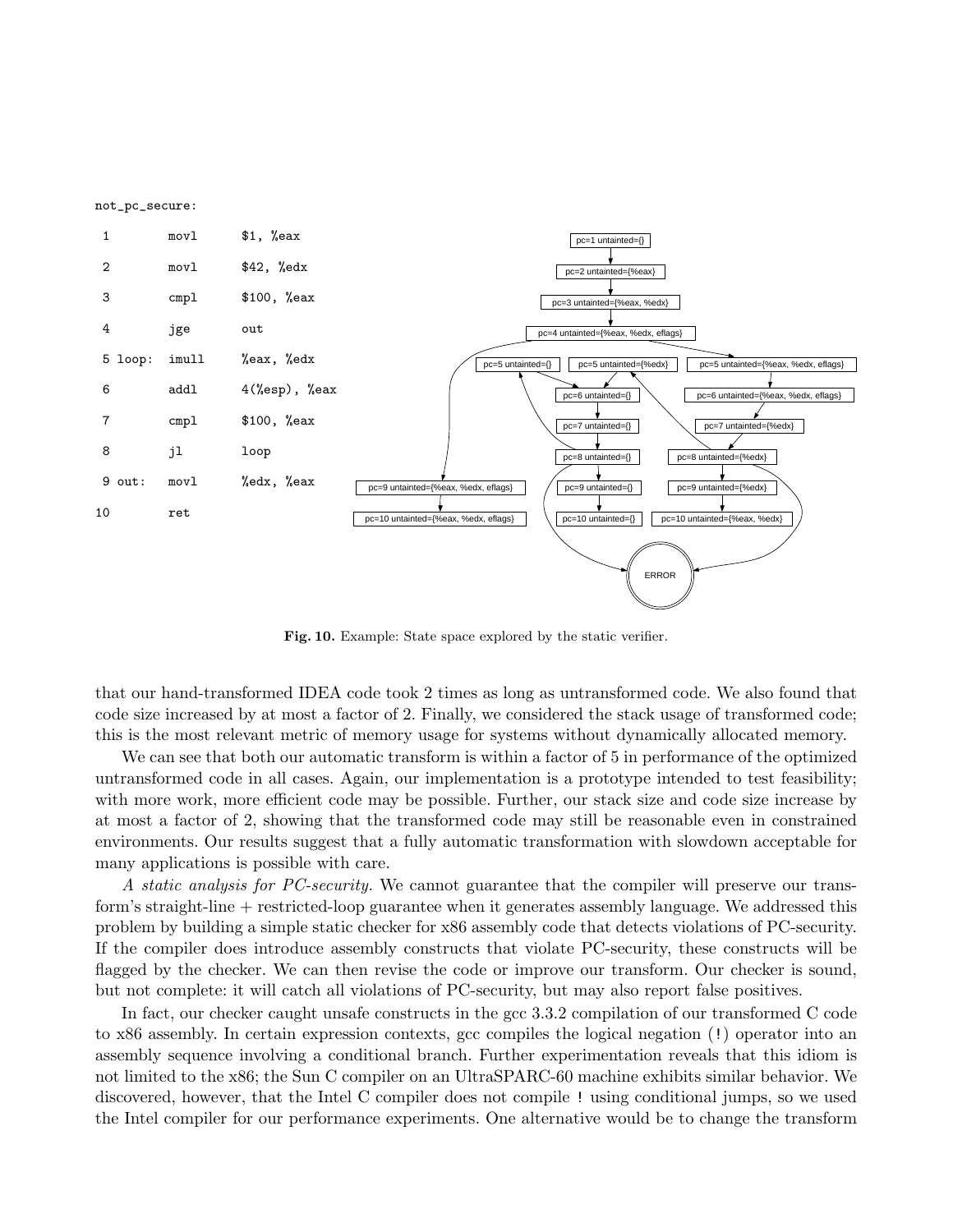```
not_pc_secure:

1          movl     $1, %eax
2          movl     $42, %edx
3          cmpl     $100, %eax
4          jge      out
5 loop:    imull    %eax, %edx
6          addl     4(%esp), %eax
7          cmpl     $100, %eax
8          jl       loop
9 out:     movl     %edx, %eax
10         ret
```

pc=1 untainted={}
pc=2 untainted={%eax}
pc=3 untainted={%eax, %edx}
pc=4 untainted={%eax, %edx, eflags}
pc=5 untainted={}
pc=5 untainted={%edx}
pc=5 untainted={%eax, %edx, eflags}
pc=6 untainted={}
pc=6 untainted={%eax, %edx, eflags}
pc=7 untainted={}
pc=7 untainted={%edx}
pc=8 untainted={}
pc=8 untainted={%edx}
pc=9 untainted={%eax, %edx, eflags}
pc=9 untainted={}
pc=9 untainted={%edx}
pc=10 untainted={%eax, %edx, eflags}
pc=10 untainted={}
pc=10 untainted={%eax, %edx}
ERROR

**Fig. 10.** Example: State space explored by the static verifier.

that our hand-transformed IDEA code took 2 times as long as untransformed code. We also found that code size increased by at most a factor of 2. Finally, we considered the stack usage of transformed code; this is the most relevant metric of memory usage for systems without dynamically allocated memory.

We can see that both our automatic transform is within a factor of 5 in performance of the optimized untransformed code in all cases. Again, our implementation is a prototype intended to test feasibility; with more work, more efficient code may be possible. Further, our stack size and code size increase by at most a factor of 2, showing that the transformed code may still be reasonable even in constrained environments. Our results suggest that a fully automatic transformation with slowdown acceptable for many applications is possible with care.

*A static analysis for PC-security.* We cannot guarantee that the compiler will preserve our transform's straight-line + restricted-loop guarantee when it generates assembly language. We addressed this problem by building a simple static checker for x86 assembly code that detects violations of PC-security. If the compiler does introduce assembly constructs that violate PC-security, these constructs will be flagged by the checker. We can then revise the code or improve our transform. Our checker is sound, but not complete: it will catch all violations of PC-security, but may also report false positives.

In fact, our checker caught unsafe constructs in the gcc 3.3.2 compilation of our transformed C code to x86 assembly. In certain expression contexts, gcc compiles the logical negation (`!`) operator into an assembly sequence involving a conditional branch. Further experimentation reveals that this idiom is not limited to the x86; the Sun C compiler on an UltraSPARC-60 machine exhibits similar behavior. We discovered, however, that the Intel C compiler does not compile `!` using conditional jumps, so we used the Intel compiler for our performance experiments. One alternative would be to change the transform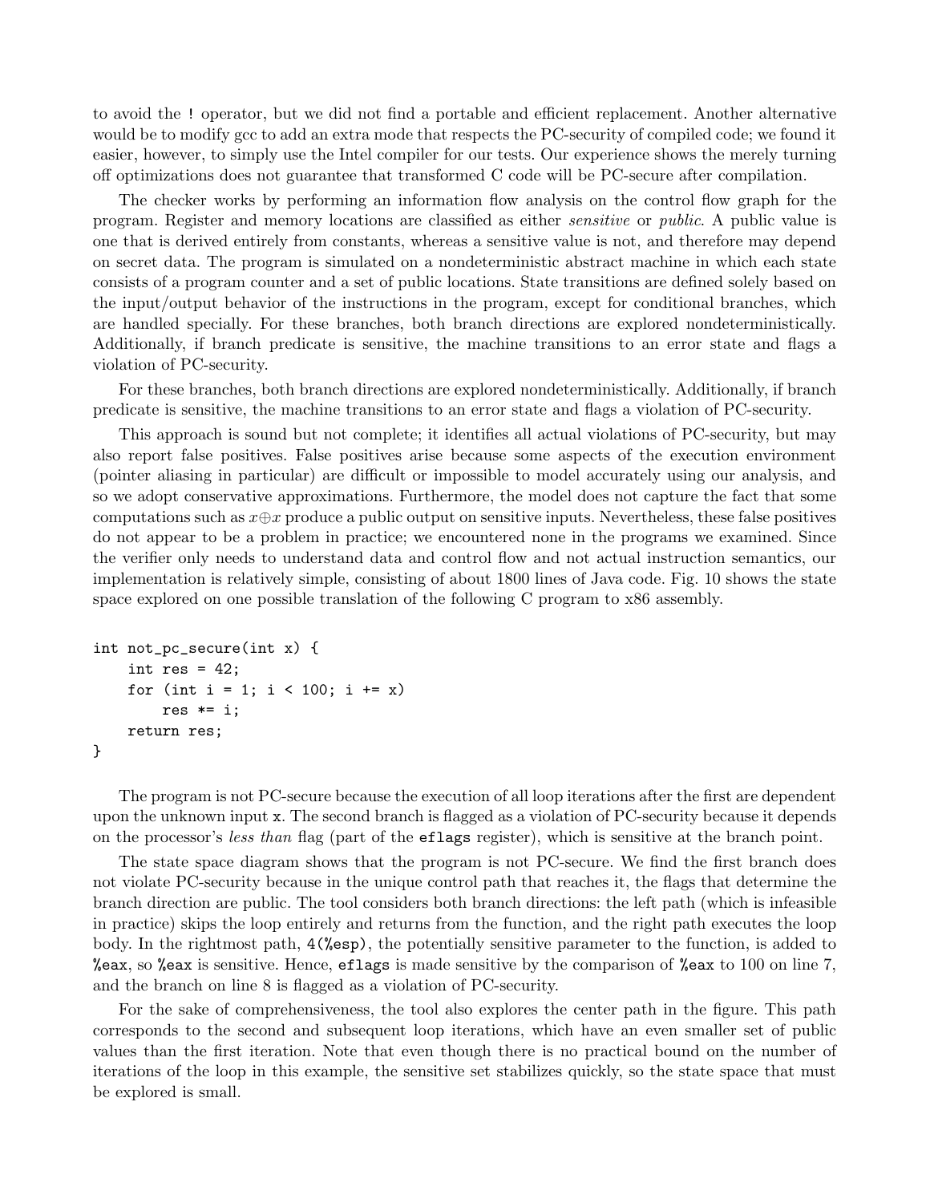to avoid the ! operator, but we did not find a portable and efficient replacement. Another alternative would be to modify gcc to add an extra mode that respects the PC-security of compiled code; we found it easier, however, to simply use the Intel compiler for our tests. Our experience shows the merely turning off optimizations does not guarantee that transformed C code will be PC-secure after compilation.

The checker works by performing an information flow analysis on the control flow graph for the program. Register and memory locations are classified as either *sensitive* or *public*. A public value is one that is derived entirely from constants, whereas a sensitive value is not, and therefore may depend on secret data. The program is simulated on a nondeterministic abstract machine in which each state consists of a program counter and a set of public locations. State transitions are defined solely based on the input/output behavior of the instructions in the program, except for conditional branches, which are handled specially. For these branches, both branch directions are explored nondeterministically. Additionally, if branch predicate is sensitive, the machine transitions to an error state and flags a violation of PC-security.

For these branches, both branch directions are explored nondeterministically. Additionally, if branch predicate is sensitive, the machine transitions to an error state and flags a violation of PC-security.

This approach is sound but not complete; it identifies all actual violations of PC-security, but may also report false positives. False positives arise because some aspects of the execution environment (pointer aliasing in particular) are difficult or impossible to model accurately using our analysis, and so we adopt conservative approximations. Furthermore, the model does not capture the fact that some computations such as $x \oplus x$ produce a public output on sensitive inputs. Nevertheless, these false positives do not appear to be a problem in practice; we encountered none in the programs we examined. Since the verifier only needs to understand data and control flow and not actual instruction semantics, our implementation is relatively simple, consisting of about 1800 lines of Java code. Fig. 10 shows the state space explored on one possible translation of the following C program to x86 assembly.

```
int not_pc_secure(int x) {
    int res = 42;
    for (int i = 1; i < 100; i += x)
        res *= i;
    return res;
}
```

The program is not PC-secure because the execution of all loop iterations after the first are dependent upon the unknown input `x`. The second branch is flagged as a violation of PC-security because it depends on the processor's *less than* flag (part of the `eflags` register), which is sensitive at the branch point.

The state space diagram shows that the program is not PC-secure. We find the first branch does not violate PC-security because in the unique control path that reaches it, the flags that determine the branch direction are public. The tool considers both branch directions: the left path (which is infeasible in practice) skips the loop entirely and returns from the function, and the right path executes the loop body. In the rightmost path, `4(%esp)`, the potentially sensitive parameter to the function, is added to `%eax`, so `%eax` is sensitive. Hence, `eflags` is made sensitive by the comparison of `%eax` to 100 on line 7, and the branch on line 8 is flagged as a violation of PC-security.

For the sake of comprehensiveness, the tool also explores the center path in the figure. This path corresponds to the second and subsequent loop iterations, which have an even smaller set of public values than the first iteration. Note that even though there is no practical bound on the number of iterations of the loop in this example, the sensitive set stabilizes quickly, so the state space that must be explored is small.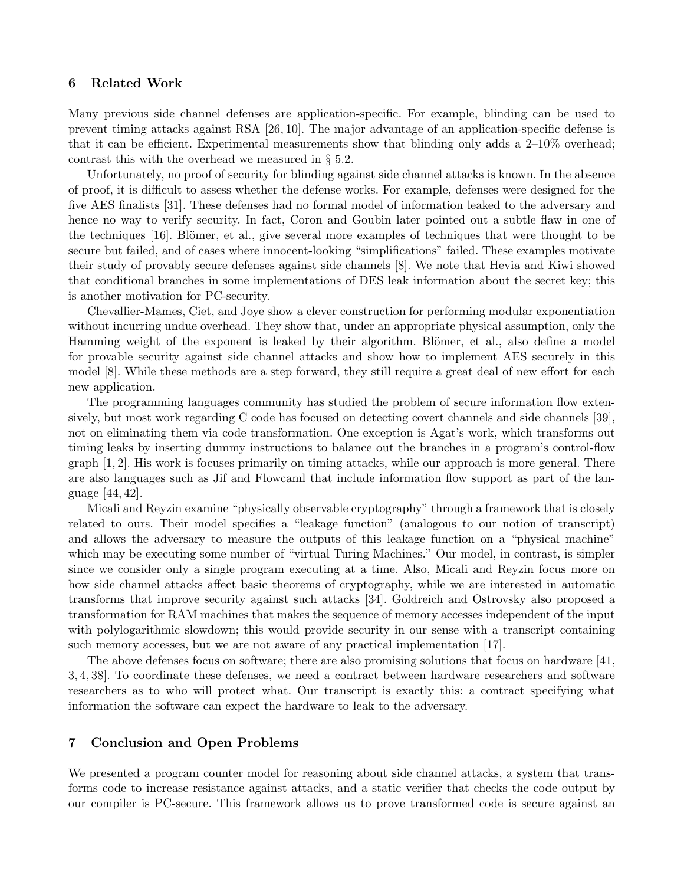## 6 Related Work

Many previous side channel defenses are application-specific. For example, blinding can be used to prevent timing attacks against RSA [26, 10]. The major advantage of an application-specific defense is that it can be efficient. Experimental measurements show that blinding only adds a 2–10% overhead; contrast this with the overhead we measured in § 5.2.

Unfortunately, no proof of security for blinding against side channel attacks is known. In the absence of proof, it is difficult to assess whether the defense works. For example, defenses were designed for the five AES finalists [31]. These defenses had no formal model of information leaked to the adversary and hence no way to verify security. In fact, Coron and Goubin later pointed out a subtle flaw in one of the techniques [16]. Blömer, et al., give several more examples of techniques that were thought to be secure but failed, and of cases where innocent-looking "simplifications" failed. These examples motivate their study of provably secure defenses against side channels [8]. We note that Hevia and Kiwi showed that conditional branches in some implementations of DES leak information about the secret key; this is another motivation for PC-security.

Chevallier-Mames, Ciet, and Joye show a clever construction for performing modular exponentiation without incurring undue overhead. They show that, under an appropriate physical assumption, only the Hamming weight of the exponent is leaked by their algorithm. Blömer, et al., also define a model for provable security against side channel attacks and show how to implement AES securely in this model [8]. While these methods are a step forward, they still require a great deal of new effort for each new application.

The programming languages community has studied the problem of secure information flow extensively, but most work regarding C code has focused on detecting covert channels and side channels [39], not on eliminating them via code transformation. One exception is Agat's work, which transforms out timing leaks by inserting dummy instructions to balance out the branches in a program's control-flow graph [1, 2]. His work is focuses primarily on timing attacks, while our approach is more general. There are also languages such as Jif and Flowcaml that include information flow support as part of the language [44, 42].

Micali and Reyzin examine "physically observable cryptography" through a framework that is closely related to ours. Their model specifies a "leakage function" (analogous to our notion of transcript) and allows the adversary to measure the outputs of this leakage function on a "physical machine" which may be executing some number of "virtual Turing Machines." Our model, in contrast, is simpler since we consider only a single program executing at a time. Also, Micali and Reyzin focus more on how side channel attacks affect basic theorems of cryptography, while we are interested in automatic transforms that improve security against such attacks [34]. Goldreich and Ostrovsky also proposed a transformation for RAM machines that makes the sequence of memory accesses independent of the input with polylogarithmic slowdown; this would provide security in our sense with a transcript containing such memory accesses, but we are not aware of any practical implementation [17].

The above defenses focus on software; there are also promising solutions that focus on hardware [41, 3, 4, 38]. To coordinate these defenses, we need a contract between hardware researchers and software researchers as to who will protect what. Our transcript is exactly this: a contract specifying what information the software can expect the hardware to leak to the adversary.

## 7 Conclusion and Open Problems

We presented a program counter model for reasoning about side channel attacks, a system that transforms code to increase resistance against attacks, and a static verifier that checks the code output by our compiler is PC-secure. This framework allows us to prove transformed code is secure against an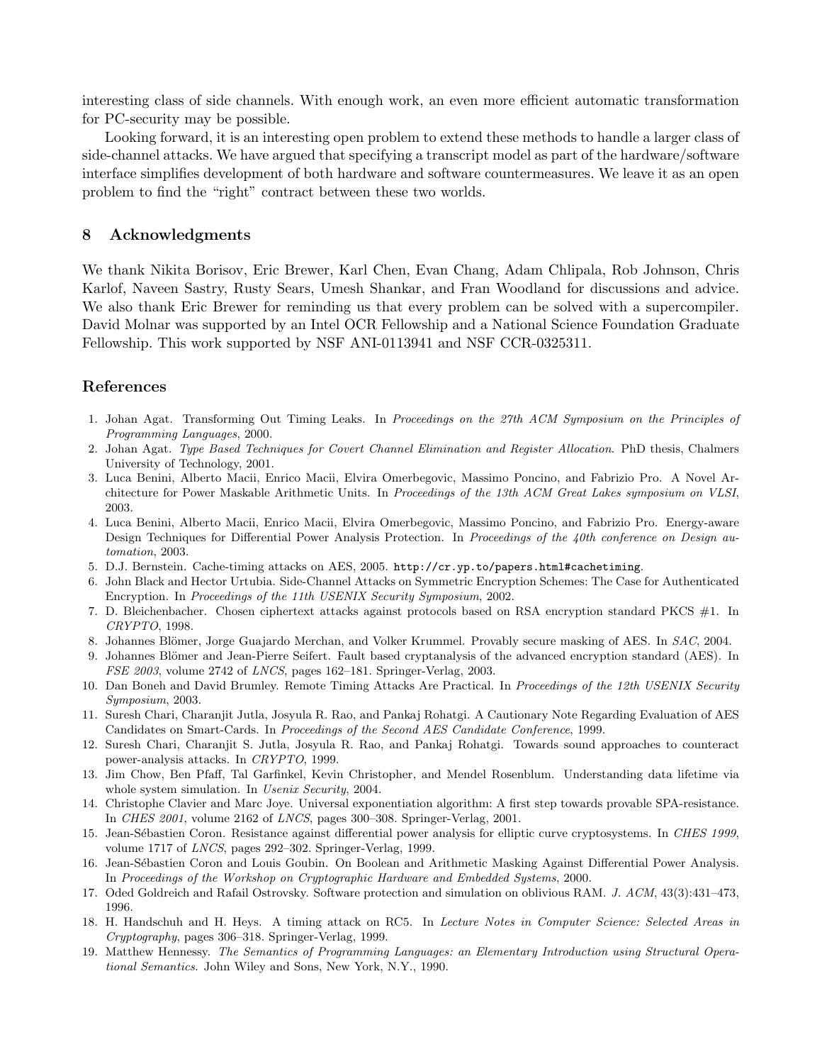interesting class of side channels. With enough work, an even more efficient automatic transformation for PC-security may be possible.

Looking forward, it is an interesting open problem to extend these methods to handle a larger class of side-channel attacks. We have argued that specifying a transcript model as part of the hardware/software interface simplifies development of both hardware and software countermeasures. We leave it as an open problem to find the "right" contract between these two worlds.

## 8 Acknowledgments

We thank Nikita Borisov, Eric Brewer, Karl Chen, Evan Chang, Adam Chlipala, Rob Johnson, Chris Karlof, Naveen Sastry, Rusty Sears, Umesh Shankar, and Fran Woodland for discussions and advice. We also thank Eric Brewer for reminding us that every problem can be solved with a supercompiler. David Molnar was supported by an Intel OCR Fellowship and a National Science Foundation Graduate Fellowship. This work supported by NSF ANI-0113941 and NSF CCR-0325311.

## References

1. Johan Agat. Transforming Out Timing Leaks. In *Proceedings on the 27th ACM Symposium on the Principles of Programming Languages*, 2000.
2. Johan Agat. *Type Based Techniques for Covert Channel Elimination and Register Allocation*. PhD thesis, Chalmers University of Technology, 2001.
3. Luca Benini, Alberto Macii, Enrico Macii, Elvira Omerbegovic, Massimo Poncino, and Fabrizio Pro. A Novel Architecture for Power Maskable Arithmetic Units. In *Proceedings of the 13th ACM Great Lakes symposium on VLSI*, 2003.
4. Luca Benini, Alberto Macii, Enrico Macii, Elvira Omerbegovic, Massimo Poncino, and Fabrizio Pro. Energy-aware Design Techniques for Differential Power Analysis Protection. In *Proceedings of the 40th conference on Design automation*, 2003.
5. D.J. Bernstein. Cache-timing attacks on AES, 2005. `http://cr.yp.to/papers.html#cachetiming`.
6. John Black and Hector Urtubia. Side-Channel Attacks on Symmetric Encryption Schemes: The Case for Authenticated Encryption. In *Proceedings of the 11th USENIX Security Symposium*, 2002.
7. D. Bleichenbacher. Chosen ciphertext attacks against protocols based on RSA encryption standard PKCS #1. In *CRYPTO*, 1998.
8. Johannes Blömer, Jorge Guajardo Merchan, and Volker Krummel. Provably secure masking of AES. In *SAC*, 2004.
9. Johannes Blömer and Jean-Pierre Seifert. Fault based cryptanalysis of the advanced encryption standard (AES). In *FSE 2003*, volume 2742 of *LNCS*, pages 162–181. Springer-Verlag, 2003.
10. Dan Boneh and David Brumley. Remote Timing Attacks Are Practical. In *Proceedings of the 12th USENIX Security Symposium*, 2003.
11. Suresh Chari, Charanjit Jutla, Josyula R. Rao, and Pankaj Rohatgi. A Cautionary Note Regarding Evaluation of AES Candidates on Smart-Cards. In *Proceedings of the Second AES Candidate Conference*, 1999.
12. Suresh Chari, Charanjit S. Jutla, Josyula R. Rao, and Pankaj Rohatgi. Towards sound approaches to counteract power-analysis attacks. In *CRYPTO*, 1999.
13. Jim Chow, Ben Pfaff, Tal Garfinkel, Kevin Christopher, and Mendel Rosenblum. Understanding data lifetime via whole system simulation. In *Usenix Security*, 2004.
14. Christophe Clavier and Marc Joye. Universal exponentiation algorithm: A first step towards provable SPA-resistance. In *CHES 2001*, volume 2162 of *LNCS*, pages 300–308. Springer-Verlag, 2001.
15. Jean-Sébastien Coron. Resistance against differential power analysis for elliptic curve cryptosystems. In *CHES 1999*, volume 1717 of *LNCS*, pages 292–302. Springer-Verlag, 1999.
16. Jean-Sébastien Coron and Louis Goubin. On Boolean and Arithmetic Masking Against Differential Power Analysis. In *Proceedings of the Workshop on Cryptographic Hardware and Embedded Systems*, 2000.
17. Oded Goldreich and Rafail Ostrovsky. Software protection and simulation on oblivious RAM. *J. ACM*, 43(3):431–473, 1996.
18. H. Handschuh and H. Heys. A timing attack on RC5. In *Lecture Notes in Computer Science: Selected Areas in Cryptography*, pages 306–318. Springer-Verlag, 1999.
19. Matthew Hennessy. *The Semantics of Programming Languages: an Elementary Introduction using Structural Operational Semantics*. John Wiley and Sons, New York, N.Y., 1990.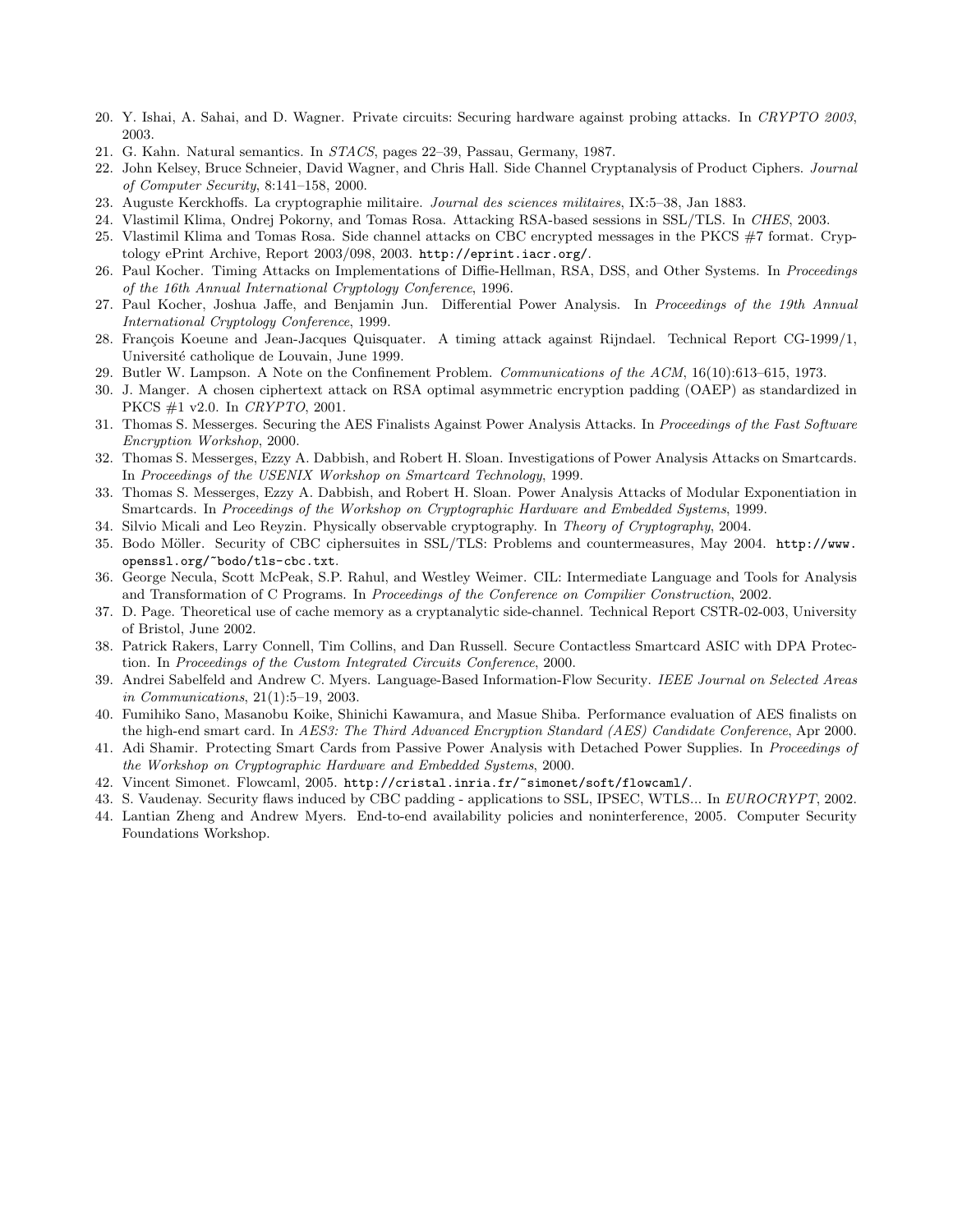20. Y. Ishai, A. Sahai, and D. Wagner. Private circuits: Securing hardware against probing attacks. In *CRYPTO 2003*, 2003.
21. G. Kahn. Natural semantics. In *STACS*, pages 22–39, Passau, Germany, 1987.
22. John Kelsey, Bruce Schneier, David Wagner, and Chris Hall. Side Channel Cryptanalysis of Product Ciphers. *Journal of Computer Security*, 8:141–158, 2000.
23. Auguste Kerckhoffs. La cryptographie militaire. *Journal des sciences militaires*, IX:5–38, Jan 1883.
24. Vlastimil Klima, Ondrej Pokorny, and Tomas Rosa. Attacking RSA-based sessions in SSL/TLS. In *CHES*, 2003.
25. Vlastimil Klima and Tomas Rosa. Side channel attacks on CBC encrypted messages in the PKCS #7 format. Cryptology ePrint Archive, Report 2003/098, 2003. `http://eprint.iacr.org/`.
26. Paul Kocher. Timing Attacks on Implementations of Diffie-Hellman, RSA, DSS, and Other Systems. In *Proceedings of the 16th Annual International Cryptology Conference*, 1996.
27. Paul Kocher, Joshua Jaffe, and Benjamin Jun. Differential Power Analysis. In *Proceedings of the 19th Annual International Cryptology Conference*, 1999.
28. François Koeune and Jean-Jacques Quisquater. A timing attack against Rijndael. Technical Report CG-1999/1, Université catholique de Louvain, June 1999.
29. Butler W. Lampson. A Note on the Confinement Problem. *Communications of the ACM*, 16(10):613–615, 1973.
30. J. Manger. A chosen ciphertext attack on RSA optimal asymmetric encryption padding (OAEP) as standardized in PKCS #1 v2.0. In *CRYPTO*, 2001.
31. Thomas S. Messerges. Securing the AES Finalists Against Power Analysis Attacks. In *Proceedings of the Fast Software Encryption Workshop*, 2000.
32. Thomas S. Messerges, Ezzy A. Dabbish, and Robert H. Sloan. Investigations of Power Analysis Attacks on Smartcards. In *Proceedings of the USENIX Workshop on Smartcard Technology*, 1999.
33. Thomas S. Messerges, Ezzy A. Dabbish, and Robert H. Sloan. Power Analysis Attacks of Modular Exponentiation in Smartcards. In *Proceedings of the Workshop on Cryptographic Hardware and Embedded Systems*, 1999.
34. Silvio Micali and Leo Reyzin. Physically observable cryptography. In *Theory of Cryptography*, 2004.
35. Bodo Möller. Security of CBC ciphersuites in SSL/TLS: Problems and countermeasures, May 2004. `http://www.openssl.org/~bodo/tls-cbc.txt`.
36. George Necula, Scott McPeak, S.P. Rahul, and Westley Weimer. CIL: Intermediate Language and Tools for Analysis and Transformation of C Programs. In *Proceedings of the Conference on Compilier Construction*, 2002.
37. D. Page. Theoretical use of cache memory as a cryptanalytic side-channel. Technical Report CSTR-02-003, University of Bristol, June 2002.
38. Patrick Rakers, Larry Connell, Tim Collins, and Dan Russell. Secure Contactless Smartcard ASIC with DPA Protection. In *Proceedings of the Custom Integrated Circuits Conference*, 2000.
39. Andrei Sabelfeld and Andrew C. Myers. Language-Based Information-Flow Security. *IEEE Journal on Selected Areas in Communications*, 21(1):5–19, 2003.
40. Fumihiko Sano, Masanobu Koike, Shinichi Kawamura, and Masue Shiba. Performance evaluation of AES finalists on the high-end smart card. In *AES3: The Third Advanced Encryption Standard (AES) Candidate Conference*, Apr 2000.
41. Adi Shamir. Protecting Smart Cards from Passive Power Analysis with Detached Power Supplies. In *Proceedings of the Workshop on Cryptographic Hardware and Embedded Systems*, 2000.
42. Vincent Simonet. Flowcaml, 2005. `http://cristal.inria.fr/~simonet/soft/flowcaml/`.
43. S. Vaudenay. Security flaws induced by CBC padding - applications to SSL, IPSEC, WTLS... In *EUROCRYPT*, 2002.
44. Lantian Zheng and Andrew Myers. End-to-end availability policies and noninterference, 2005. Computer Security Foundations Workshop.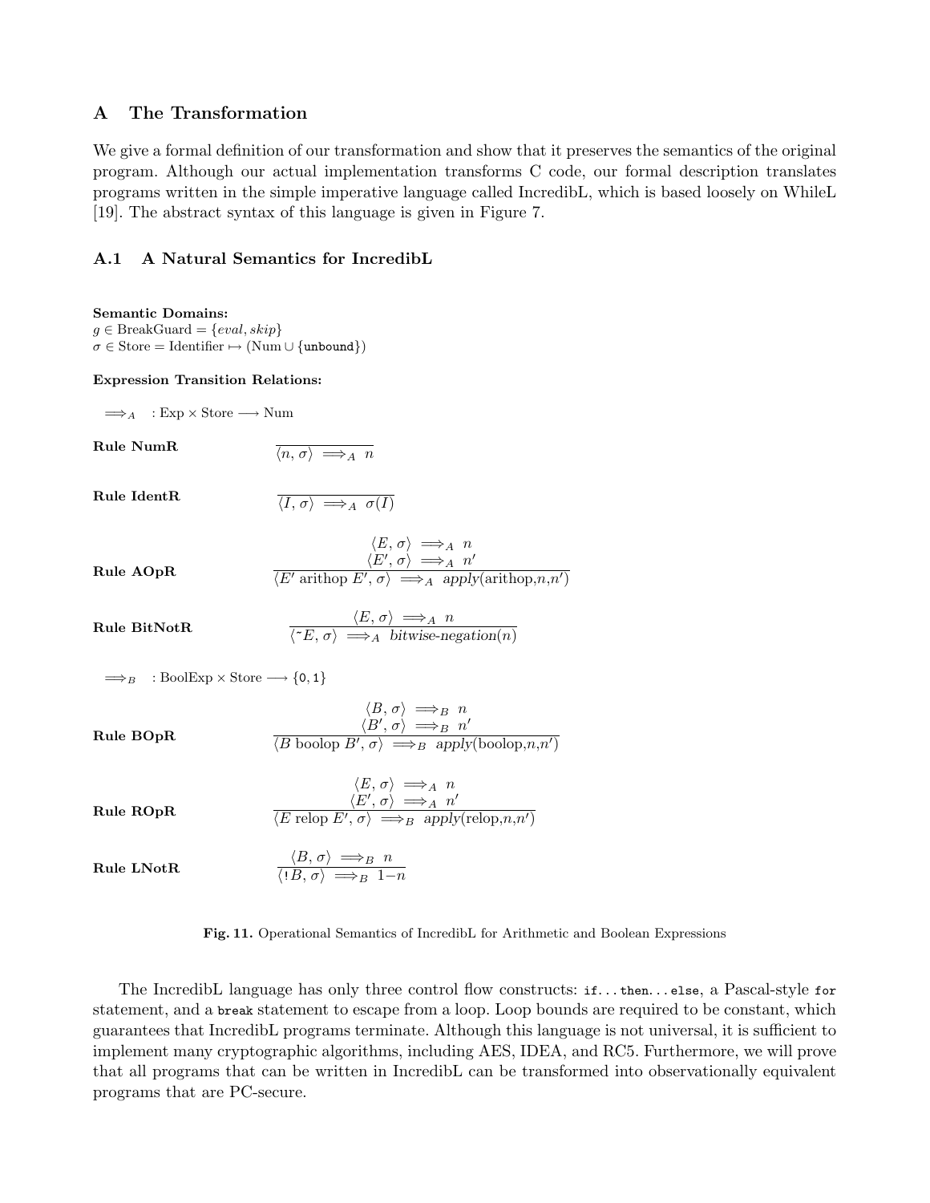## A The Transformation

We give a formal definition of our transformation and show that it preserves the semantics of the original program. Although our actual implementation transforms C code, our formal description translates programs written in the simple imperative language called IncredibL, which is based loosely on WhileL [19]. The abstract syntax of this language is given in Figure 7.

### A.1 A Natural Semantics for IncredibL

**Semantic Domains:**
$g \in \text{BreakGuard} = \{eval, skip\}$
$\sigma \in \text{Store} = \text{Identifier} \mapsto (\text{Num} \cup \{\texttt{unbound}\})$

**Expression Transition Relations:**

$\Longrightarrow_A \quad : \text{Exp} \times \text{Store} \longrightarrow \text{Num}$

**Rule NumR**

$$\frac{}{\langle n, \sigma \rangle \Longrightarrow_A n}$$

**Rule IdentR**

$$\frac{}{\langle I, \sigma \rangle \Longrightarrow_A \sigma(I)}$$

**Rule AOpR**

$$\frac{\langle E, \sigma \rangle \Longrightarrow_A n \qquad \langle E', \sigma \rangle \Longrightarrow_A n'}{\langle E' \text{ arithop } E', \sigma \rangle \Longrightarrow_A apply(\text{arithop}, n, n')}$$

**Rule BitNotR**

$$\frac{\langle E, \sigma \rangle \Longrightarrow_A n}{\langle \tilde{~}E, \sigma \rangle \Longrightarrow_A bitwise\text{-}negation(n)}$$

$\Longrightarrow_B \quad : \text{BoolExp} \times \text{Store} \longrightarrow \{0, 1\}$

**Rule BOpR**

$$\frac{\langle B, \sigma \rangle \Longrightarrow_B n \qquad \langle B', \sigma \rangle \Longrightarrow_B n'}{\langle B \text{ boolop } B', \sigma \rangle \Longrightarrow_B apply(\text{boolop}, n, n')}$$

**Rule ROpR**

$$\frac{\langle E, \sigma \rangle \Longrightarrow_A n \qquad \langle E', \sigma \rangle \Longrightarrow_A n'}{\langle E \text{ relop } E', \sigma \rangle \Longrightarrow_B apply(\text{relop}, n, n')}$$

**Rule LNotR**

$$\frac{\langle B, \sigma \rangle \Longrightarrow_B n}{\langle !B, \sigma \rangle \Longrightarrow_B 1-n}$$

**Fig. 11.** Operational Semantics of IncredibL for Arithmetic and Boolean Expressions

The IncredibL language has only three control flow constructs: `if...then...else`, a Pascal-style `for` statement, and a `break` statement to escape from a loop. Loop bounds are required to be constant, which guarantees that IncredibL programs terminate. Although this language is not universal, it is sufficient to implement many cryptographic algorithms, including AES, IDEA, and RC5. Furthermore, we will prove that all programs that can be written in IncredibL can be transformed into observationally equivalent programs that are PC-secure.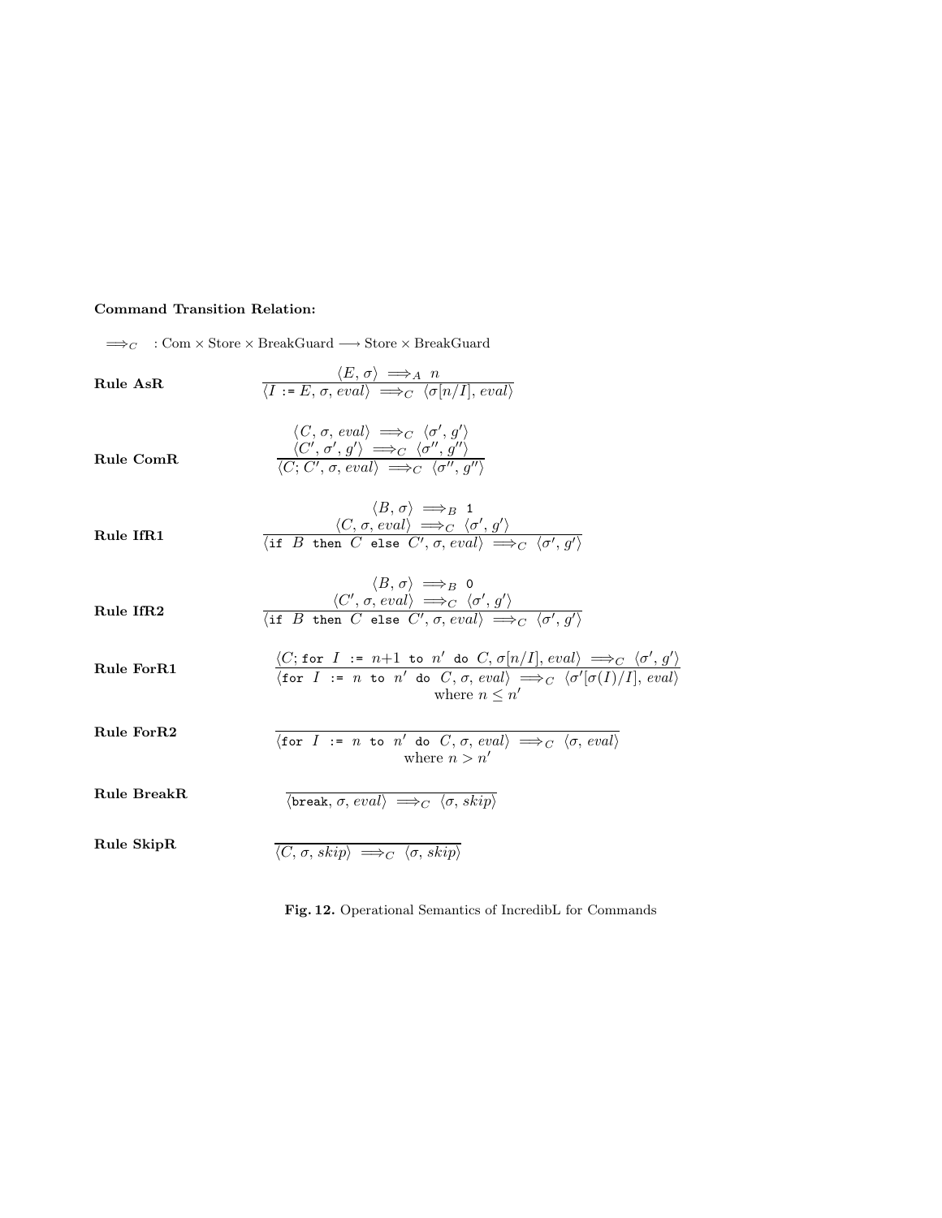**Command Transition Relation:**

$\Longrightarrow_C \quad : \text{Com} \times \text{Store} \times \text{BreakGuard} \longrightarrow \text{Store} \times \text{BreakGuard}$

**Rule AsR**

$$\frac{\langle E, \sigma \rangle \Longrightarrow_A n}{\langle I \texttt{ := } E, \sigma, \mathit{eval} \rangle \Longrightarrow_C \langle \sigma[n/I], \mathit{eval} \rangle}$$

**Rule ComR**

$$\frac{\begin{array}{c}\langle C, \sigma, \mathit{eval} \rangle \Longrightarrow_C \langle \sigma', g' \rangle \\ \langle C', \sigma', g' \rangle \Longrightarrow_C \langle \sigma'', g'' \rangle\end{array}}{\langle C; C', \sigma, \mathit{eval} \rangle \Longrightarrow_C \langle \sigma'', g'' \rangle}$$

**Rule IfR1**

$$\frac{\begin{array}{c}\langle B, \sigma \rangle \Longrightarrow_B \texttt{1} \\ \langle C, \sigma, \mathit{eval} \rangle \Longrightarrow_C \langle \sigma', g' \rangle\end{array}}{\langle \texttt{if } B \texttt{ then } C \texttt{ else } C', \sigma, \mathit{eval} \rangle \Longrightarrow_C \langle \sigma', g' \rangle}$$

**Rule IfR2**

$$\frac{\begin{array}{c}\langle B, \sigma \rangle \Longrightarrow_B \texttt{0} \\ \langle C', \sigma, \mathit{eval} \rangle \Longrightarrow_C \langle \sigma', g' \rangle\end{array}}{\langle \texttt{if } B \texttt{ then } C \texttt{ else } C', \sigma, \mathit{eval} \rangle \Longrightarrow_C \langle \sigma', g' \rangle}$$

**Rule ForR1**

$$\frac{\langle C; \texttt{for } I \texttt{ := } n{+}1 \texttt{ to } n' \texttt{ do } C, \sigma[n/I], \mathit{eval} \rangle \Longrightarrow_C \langle \sigma', g' \rangle}{\langle \texttt{for } I \texttt{ := } n \texttt{ to } n' \texttt{ do } C, \sigma, \mathit{eval} \rangle \Longrightarrow_C \langle \sigma'[\sigma(I)/I], \mathit{eval} \rangle}$$
where $n \leq n'$

**Rule ForR2**

$$\frac{}{\langle \texttt{for } I \texttt{ := } n \texttt{ to } n' \texttt{ do } C, \sigma, \mathit{eval} \rangle \Longrightarrow_C \langle \sigma, \mathit{eval} \rangle}$$
where $n > n'$

**Rule BreakR**

$$\frac{}{\langle \texttt{break}, \sigma, \mathit{eval} \rangle \Longrightarrow_C \langle \sigma, \mathit{skip} \rangle}$$

**Rule SkipR**

$$\frac{}{\langle C, \sigma, \mathit{skip} \rangle \Longrightarrow_C \langle \sigma, \mathit{skip} \rangle}$$

**Fig. 12.** Operational Semantics of IncredibL for Commands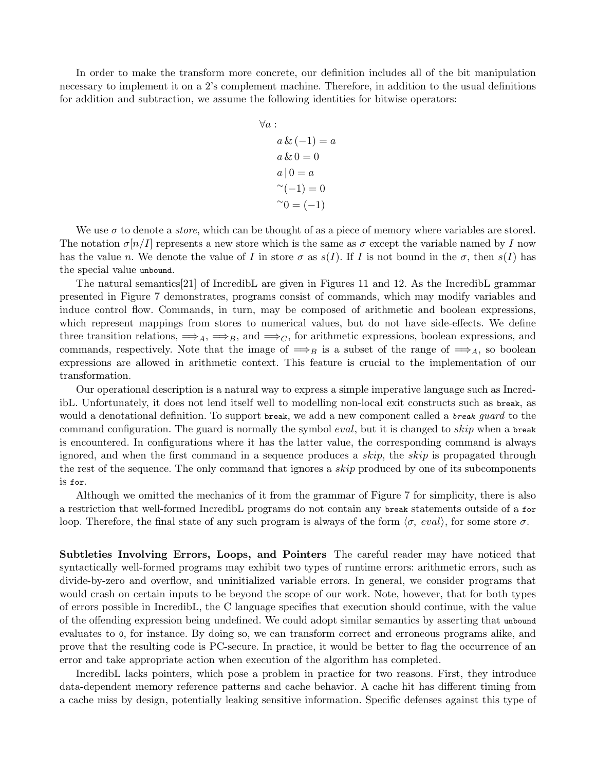In order to make the transform more concrete, our definition includes all of the bit manipulation necessary to implement it on a 2's complement machine. Therefore, in addition to the usual definitions for addition and subtraction, we assume the following identities for bitwise operators:

$$
\begin{aligned}
&\forall a: \\
&\quad a \,\&\, (-1) = a \\
&\quad a \,\&\, 0 = 0 \\
&\quad a \,|\, 0 = a \\
&\quad {\sim}(-1) = 0 \\
&\quad {\sim}0 = (-1)
\end{aligned}
$$

We use $\sigma$ to denote a *store*, which can be thought of as a piece of memory where variables are stored. The notation $\sigma[n/I]$ represents a new store which is the same as $\sigma$ except the variable named by $I$ now has the value $n$. We denote the value of $I$ in store $\sigma$ as $s(I)$. If $I$ is not bound in the $\sigma$, then $s(I)$ has the special value `unbound`.

The natural semantics[21] of IncredibL are given in Figures 11 and 12. As the IncredibL grammar presented in Figure 7 demonstrates, programs consist of commands, which may modify variables and induce control flow. Commands, in turn, may be composed of arithmetic and boolean expressions, which represent mappings from stores to numerical values, but do not have side-effects. We define three transition relations, $\Longrightarrow_A$, $\Longrightarrow_B$, and $\Longrightarrow_C$, for arithmetic expressions, boolean expressions, and commands, respectively. Note that the image of $\Longrightarrow_B$ is a subset of the range of $\Longrightarrow_A$, so boolean expressions are allowed in arithmetic context. This feature is crucial to the implementation of our transformation.

Our operational description is a natural way to express a simple imperative language such as IncredibL. Unfortunately, it does not lend itself well to modelling non-local exit constructs such as `break`, as would a denotational definition. To support `break`, we add a new component called a *`break` guard* to the command configuration. The guard is normally the symbol *eval*, but it is changed to *skip* when a `break` is encountered. In configurations where it has the latter value, the corresponding command is always ignored, and when the first command in a sequence produces a *skip*, the *skip* is propagated through the rest of the sequence. The only command that ignores a *skip* produced by one of its subcomponents is `for`.

Although we omitted the mechanics of it from the grammar of Figure 7 for simplicity, there is also a restriction that well-formed IncredibL programs do not contain any `break` statements outside of a `for` loop. Therefore, the final state of any such program is always of the form $\langle \sigma,\ eval \rangle$, for some store $\sigma$.

**Subtleties Involving Errors, Loops, and Pointers** The careful reader may have noticed that syntactically well-formed programs may exhibit two types of runtime errors: arithmetic errors, such as divide-by-zero and overflow, and uninitialized variable errors. In general, we consider programs that would crash on certain inputs to be beyond the scope of our work. Note, however, that for both types of errors possible in IncredibL, the C language specifies that execution should continue, with the value of the offending expression being undefined. We could adopt similar semantics by asserting that `unbound` evaluates to `0`, for instance. By doing so, we can transform correct and erroneous programs alike, and prove that the resulting code is PC-secure. In practice, it would be better to flag the occurrence of an error and take appropriate action when execution of the algorithm has completed.

IncredibL lacks pointers, which pose a problem in practice for two reasons. First, they introduce data-dependent memory reference patterns and cache behavior. A cache hit has different timing from a cache miss by design, potentially leaking sensitive information. Specific defenses against this type of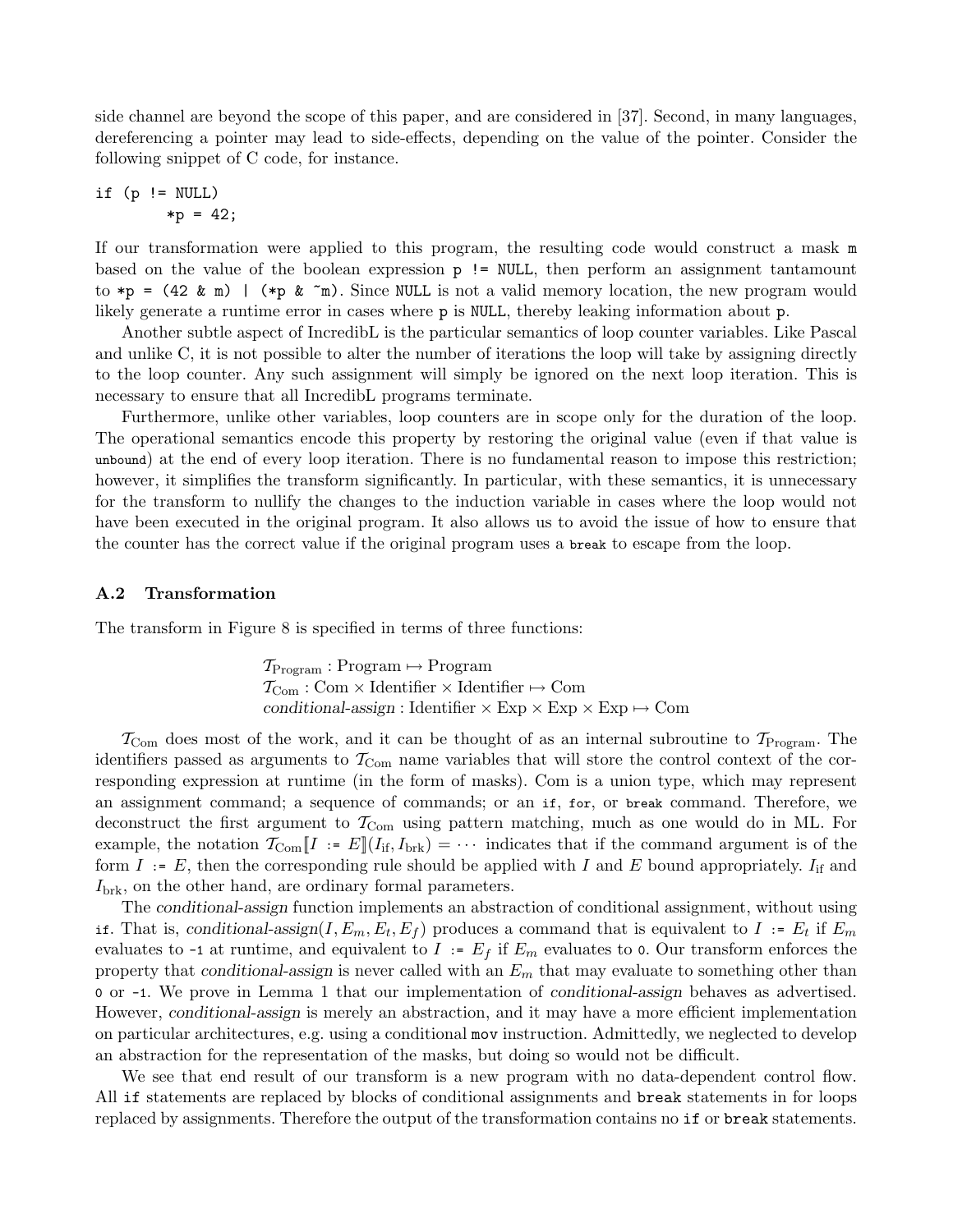side channel are beyond the scope of this paper, and are considered in [37]. Second, in many languages, dereferencing a pointer may lead to side-effects, depending on the value of the pointer. Consider the following snippet of C code, for instance.

```
if (p != NULL)
        *p = 42;
```

If our transformation were applied to this program, the resulting code would construct a mask `m` based on the value of the boolean expression `p != NULL`, then perform an assignment tantamount to `*p = (42 & m) | (*p & ~m)`. Since `NULL` is not a valid memory location, the new program would likely generate a runtime error in cases where `p` is `NULL`, thereby leaking information about `p`.

Another subtle aspect of IncredibL is the particular semantics of loop counter variables. Like Pascal and unlike C, it is not possible to alter the number of iterations the loop will take by assigning directly to the loop counter. Any such assignment will simply be ignored on the next loop iteration. This is necessary to ensure that all IncredibL programs terminate.

Furthermore, unlike other variables, loop counters are in scope only for the duration of the loop. The operational semantics encode this property by restoring the original value (even if that value is `unbound`) at the end of every loop iteration. There is no fundamental reason to impose this restriction; however, it simplifies the transform significantly. In particular, with these semantics, it is unnecessary for the transform to nullify the changes to the induction variable in cases where the loop would not have been executed in the original program. It also allows us to avoid the issue of how to ensure that the counter has the correct value if the original program uses a `break` to escape from the loop.

### A.2 Transformation

The transform in Figure 8 is specified in terms of three functions:

$$
\begin{aligned}
&\mathcal{T}_{\text{Program}} : \text{Program} \mapsto \text{Program} \\
&\mathcal{T}_{\text{Com}} : \text{Com} \times \text{Identifier} \times \text{Identifier} \mapsto \text{Com} \\
&\textit{conditional-assign} : \text{Identifier} \times \text{Exp} \times \text{Exp} \times \text{Exp} \mapsto \text{Com}
\end{aligned}
$$

$\mathcal{T}_{\text{Com}}$ does most of the work, and it can be thought of as an internal subroutine to $\mathcal{T}_{\text{Program}}$. The identifiers passed as arguments to $\mathcal{T}_{\text{Com}}$ name variables that will store the control context of the corresponding expression at runtime (in the form of masks). Com is a union type, which may represent an assignment command; a sequence of commands; or an `if`, `for`, or `break` command. Therefore, we deconstruct the first argument to $\mathcal{T}_{\text{Com}}$ using pattern matching, much as one would do in ML. For example, the notation $\mathcal{T}_{\text{Com}}[\![I \texttt{ := } E]\!](I_{\text{if}}, I_{\text{brk}}) = \cdots$ indicates that if the command argument is of the form $I$ `:=` $E$, then the corresponding rule should be applied with $I$ and $E$ bound appropriately. $I_{\text{if}}$ and $I_{\text{brk}}$, on the other hand, are ordinary formal parameters.

The *conditional-assign* function implements an abstraction of conditional assignment, without using `if`. That is, *conditional-assign*$(I, E_m, E_t, E_f)$ produces a command that is equivalent to $I$ `:=` $E_t$ if $E_m$ evaluates to `-1` at runtime, and equivalent to $I$ `:=` $E_f$ if $E_m$ evaluates to `0`. Our transform enforces the property that *conditional-assign* is never called with an $E_m$ that may evaluate to something other than `0` or `-1`. We prove in Lemma 1 that our implementation of *conditional-assign* behaves as advertised. However, *conditional-assign* is merely an abstraction, and it may have a more efficient implementation on particular architectures, e.g. using a conditional `mov` instruction. Admittedly, we neglected to develop an abstraction for the representation of the masks, but doing so would not be difficult.

We see that end result of our transform is a new program with no data-dependent control flow. All `if` statements are replaced by blocks of conditional assignments and `break` statements in for loops replaced by assignments. Therefore the output of the transformation contains no `if` or `break` statements.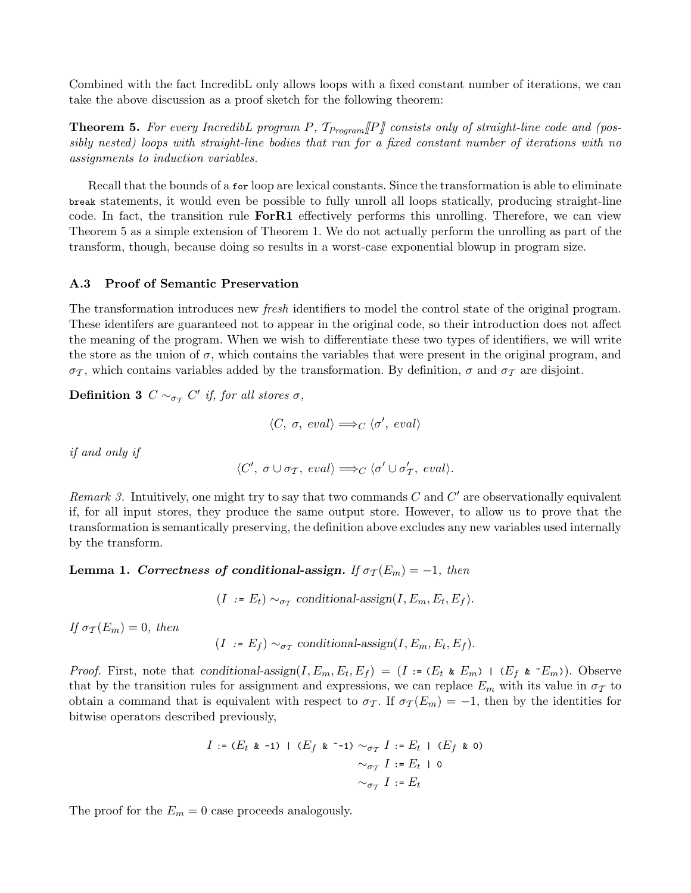Combined with the fact IncredibL only allows loops with a fixed constant number of iterations, we can take the above discussion as a proof sketch for the following theorem:

**Theorem 5.** *For every IncredibL program $P$, $\mathcal{T}_{Program}[\![P]\!]$ consists only of straight-line code and (possibly nested) loops with straight-line bodies that run for a fixed constant number of iterations with no assignments to induction variables.*

Recall that the bounds of a `for` loop are lexical constants. Since the transformation is able to eliminate `break` statements, it would even be possible to fully unroll all loops statically, producing straight-line code. In fact, the transition rule **ForR1** effectively performs this unrolling. Therefore, we can view Theorem 5 as a simple extension of Theorem 1. We do not actually perform the unrolling as part of the transform, though, because doing so results in a worst-case exponential blowup in program size.

### A.3 Proof of Semantic Preservation

The transformation introduces new *fresh* identifiers to model the control state of the original program. These identifers are guaranteed not to appear in the original code, so their introduction does not affect the meaning of the program. When we wish to differentiate these two types of identifiers, we will write the store as the union of $\sigma$, which contains the variables that were present in the original program, and $\sigma_{\mathcal{T}}$, which contains variables added by the transformation. By definition, $\sigma$ and $\sigma_{\mathcal{T}}$ are disjoint.

**Definition 3** *$C \sim_{\sigma_{\mathcal{T}}} C'$ if, for all stores $\sigma$,*

$$\langle C,\ \sigma,\ eval\rangle \Longrightarrow_C \langle \sigma',\ eval\rangle$$

*if and only if*

$$\langle C',\ \sigma \cup \sigma_{\mathcal{T}},\ eval\rangle \Longrightarrow_C \langle \sigma' \cup \sigma'_{\mathcal{T}},\ eval\rangle.$$

*Remark 3.* Intuitively, one might try to say that two commands $C$ and $C'$ are observationally equivalent if, for all input stores, they produce the same output store. However, to allow us to prove that the transformation is semantically preserving, the definition above excludes any new variables used internally by the transform.

**Lemma 1.** ***Correctness of conditional-assign.*** *If $\sigma_{\mathcal{T}}(E_m) = -1$, then*

$$(I \texttt{ := } E_t) \sim_{\sigma_{\mathcal{T}}} \textit{conditional-assign}(I, E_m, E_t, E_f).$$

*If $\sigma_{\mathcal{T}}(E_m) = 0$, then*

$$(I \texttt{ := } E_f) \sim_{\sigma_{\mathcal{T}}} \textit{conditional-assign}(I, E_m, E_t, E_f).$$

*Proof.* First, note that $\textit{conditional-assign}(I, E_m, E_t, E_f) = (I \texttt{ := (}E_t \texttt{ \& } E_m\texttt{) | (}E_f \texttt{ \& \~{}}E_m\texttt{)})$. Observe that by the transition rules for assignment and expressions, we can replace $E_m$ with its value in $\sigma_{\mathcal{T}}$ to obtain a command that is equivalent with respect to $\sigma_{\mathcal{T}}$. If $\sigma_{\mathcal{T}}(E_m) = -1$, then by the identities for bitwise operators described previously,

$$\begin{aligned}
I \texttt{ := (}E_t \texttt{ \& -1) | (}E_f \texttt{ \& \~{}-1)} &\sim_{\sigma_{\mathcal{T}}} I \texttt{ := } E_t \texttt{ | (}E_f \texttt{ \& 0)} \\
&\sim_{\sigma_{\mathcal{T}}} I \texttt{ := } E_t \texttt{ | 0} \\
&\sim_{\sigma_{\mathcal{T}}} I \texttt{ := } E_t
\end{aligned}$$

The proof for the $E_m = 0$ case proceeds analogously.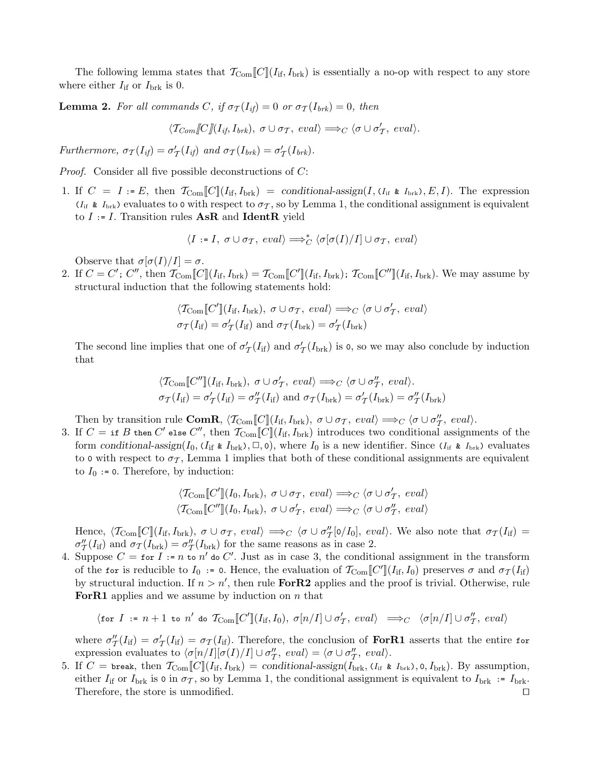The following lemma states that $\mathcal{T}_{\text{Com}}[\![C]\!](I_{\text{if}}, I_{\text{brk}})$ is essentially a no-op with respect to any store where either $I_{\text{if}}$ or $I_{\text{brk}}$ is 0.

**Lemma 2.** *For all commands $C$, if $\sigma_{\mathcal{T}}(I_{if}) = 0$ or $\sigma_{\mathcal{T}}(I_{brk}) = 0$, then*

$$\langle \mathcal{T}_{Com}[\![C]\!](I_{if}, I_{brk}),\ \sigma \cup \sigma_{\mathcal{T}},\ eval\rangle \Longrightarrow_C \langle \sigma \cup \sigma'_{\mathcal{T}},\ eval\rangle.$$

*Furthermore, $\sigma_{\mathcal{T}}(I_{if}) = \sigma'_{\mathcal{T}}(I_{if})$ and $\sigma_{\mathcal{T}}(I_{brk}) = \sigma'_{\mathcal{T}}(I_{brk})$.*

*Proof.* Consider all five possible deconstructions of $C$:

1. If $C = I$ `:=` $E$, then $\mathcal{T}_{\text{Com}}[\![C]\!](I_{\text{if}}, I_{\text{brk}}) = \textit{conditional-assign}(I, (I_{\text{if}}\ \&\ I_{\text{brk}}), E, I)$. The expression $(I_{\text{if}}\ \&\ I_{\text{brk}})$ evaluates to `0` with respect to $\sigma_{\mathcal{T}}$, so by Lemma 1, the conditional assignment is equivalent to $I$ `:=` $I$. Transition rules **AsR** and **IdentR** yield

$$\langle I \texttt{ := } I,\ \sigma \cup \sigma_{\mathcal{T}},\ eval\rangle \Longrightarrow_C^* \langle \sigma[\sigma(I)/I] \cup \sigma_{\mathcal{T}},\ eval\rangle$$

   Observe that $\sigma[\sigma(I)/I] = \sigma$.

2. If $C = C'\texttt{;}\ C''$, then $\mathcal{T}_{\text{Com}}[\![C]\!](I_{\text{if}}, I_{\text{brk}}) = \mathcal{T}_{\text{Com}}[\![C']\!](I_{\text{if}}, I_{\text{brk}})\texttt{;}\ \mathcal{T}_{\text{Com}}[\![C'']\!](I_{\text{if}}, I_{\text{brk}})$. We may assume by structural induction that the following statements hold:

$$\langle \mathcal{T}_{\text{Com}}[\![C']\!](I_{\text{if}}, I_{\text{brk}}),\ \sigma \cup \sigma_{\mathcal{T}},\ eval\rangle \Longrightarrow_C \langle \sigma \cup \sigma'_{\mathcal{T}},\ eval\rangle$$
$$\sigma_{\mathcal{T}}(I_{\text{if}}) = \sigma'_{\mathcal{T}}(I_{\text{if}}) \text{ and } \sigma_{\mathcal{T}}(I_{\text{brk}}) = \sigma'_{\mathcal{T}}(I_{\text{brk}})$$

   The second line implies that one of $\sigma'_{\mathcal{T}}(I_{\text{if}})$ and $\sigma'_{\mathcal{T}}(I_{\text{brk}})$ is `0`, so we may also conclude by induction that

$$\langle \mathcal{T}_{\text{Com}}[\![C'']\!](I_{\text{if}}, I_{\text{brk}}),\ \sigma \cup \sigma'_{\mathcal{T}},\ eval\rangle \Longrightarrow_C \langle \sigma \cup \sigma''_{\mathcal{T}},\ eval\rangle.$$
$$\sigma_{\mathcal{T}}(I_{\text{if}}) = \sigma'_{\mathcal{T}}(I_{\text{if}}) = \sigma''_{\mathcal{T}}(I_{\text{if}}) \text{ and } \sigma_{\mathcal{T}}(I_{\text{brk}}) = \sigma'_{\mathcal{T}}(I_{\text{brk}}) = \sigma''_{\mathcal{T}}(I_{\text{brk}})$$

   Then by transition rule **ComR**, $\langle \mathcal{T}_{\text{Com}}[\![C]\!](I_{\text{if}}, I_{\text{brk}}),\ \sigma \cup \sigma_{\mathcal{T}},\ eval\rangle \Longrightarrow_C \langle \sigma \cup \sigma''_{\mathcal{T}},\ eval\rangle$.

3. If $C =$ `if` $B$ `then` $C'$ `else` $C''$, then $\mathcal{T}_{\text{Com}}[\![C]\!](I_{\text{if}}, I_{\text{brk}})$ introduces two conditional assignments of the form $\textit{conditional-assign}(I_0, (I_{\text{if}}\ \&\ I_{\text{brk}}), \Box, \texttt{0})$, where $I_0$ is a new identifier. Since $(I_{\text{if}}\ \&\ I_{\text{brk}})$ evaluates to `0` with respect to $\sigma_{\mathcal{T}}$, Lemma 1 implies that both of these conditional assignments are equivalent to $I_0$ `:= 0`. Therefore, by induction:

$$\langle \mathcal{T}_{\text{Com}}[\![C']\!](I_0, I_{\text{brk}}),\ \sigma \cup \sigma_{\mathcal{T}},\ eval\rangle \Longrightarrow_C \langle \sigma \cup \sigma'_{\mathcal{T}},\ eval\rangle$$
$$\langle \mathcal{T}_{\text{Com}}[\![C'']\!](I_0, I_{\text{brk}}),\ \sigma \cup \sigma'_{\mathcal{T}},\ eval\rangle \Longrightarrow_C \langle \sigma \cup \sigma''_{\mathcal{T}},\ eval\rangle$$

   Hence, $\langle \mathcal{T}_{\text{Com}}[\![C]\!](I_{\text{if}}, I_{\text{brk}}),\ \sigma \cup \sigma_{\mathcal{T}},\ eval\rangle \Longrightarrow_C \langle \sigma \cup \sigma''_{\mathcal{T}}[\texttt{0}/I_0],\ eval\rangle$. We also note that $\sigma_{\mathcal{T}}(I_{\text{if}}) = \sigma''_{\mathcal{T}}(I_{\text{if}})$ and $\sigma_{\mathcal{T}}(I_{\text{brk}}) = \sigma''_{\mathcal{T}}(I_{\text{brk}})$ for the same reasons as in case 2.

4. Suppose $C =$ `for` $I$ `:=` $n$ `to` $n'$ `do` $C'$. Just as in case 3, the conditional assignment in the transform of the `for` is reducible to $I_0$ `:= 0`. Hence, the evaluation of $\mathcal{T}_{\text{Com}}[\![C']\!](I_{\text{if}}, I_0)$ preserves $\sigma$ and $\sigma_{\mathcal{T}}(I_{\text{if}})$ by structural induction. If $n > n'$, then rule **ForR2** applies and the proof is trivial. Otherwise, rule **ForR1** applies and we assume by induction on $n$ that

$$\langle \texttt{for } I \texttt{ := } n+1 \texttt{ to } n' \texttt{ do } \mathcal{T}_{\text{Com}}[\![C']\!](I_{\text{if}}, I_0),\ \sigma[n/I] \cup \sigma'_{\mathcal{T}},\ eval\rangle \Longrightarrow_C \langle \sigma[n/I] \cup \sigma''_{\mathcal{T}},\ eval\rangle$$

   where $\sigma''_{\mathcal{T}}(I_{\text{if}}) = \sigma'_{\mathcal{T}}(I_{\text{if}}) = \sigma_{\mathcal{T}}(I_{\text{if}})$. Therefore, the conclusion of **ForR1** asserts that the entire `for` expression evaluates to $\langle \sigma[n/I][\sigma(I)/I] \cup \sigma''_{\mathcal{T}},\ eval\rangle = \langle \sigma \cup \sigma''_{\mathcal{T}},\ eval\rangle$.

5. If $C =$ `break`, then $\mathcal{T}_{\text{Com}}[\![C]\!](I_{\text{if}}, I_{\text{brk}}) = \textit{conditional-assign}(I_{\text{brk}}, (I_{\text{if}}\ \&\ I_{\text{brk}}), \texttt{0}, I_{\text{brk}})$. By assumption, either $I_{\text{if}}$ or $I_{\text{brk}}$ is `0` in $\sigma_{\mathcal{T}}$, so by Lemma 1, the conditional assignment is equivalent to $I_{\text{brk}}$ `:=` $I_{\text{brk}}$. Therefore, the store is unmodified. $\Box$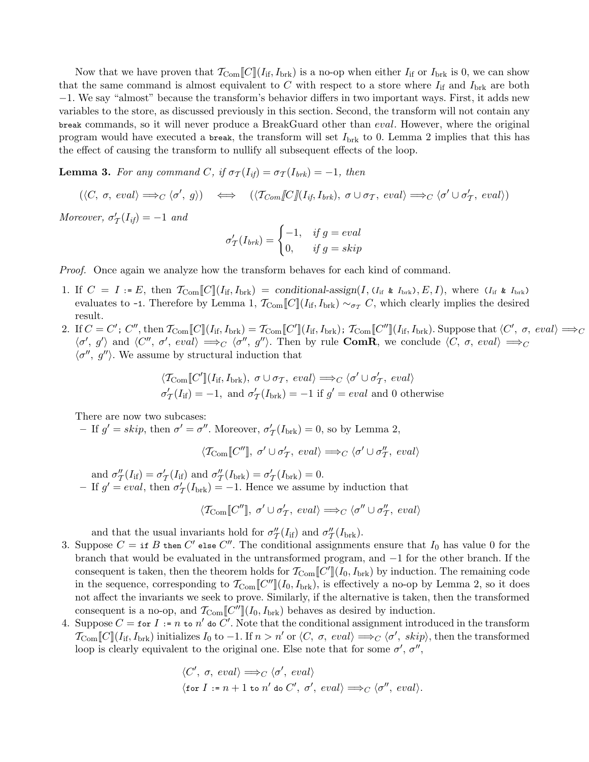Now that we have proven that $\mathcal{T}_{\text{Com}}[\![C]\!](I_{\text{if}}, I_{\text{brk}})$ is a no-op when either $I_{\text{if}}$ or $I_{\text{brk}}$ is 0, we can show that the same command is almost equivalent to $C$ with respect to a store where $I_{\text{if}}$ and $I_{\text{brk}}$ are both $-1$. We say "almost" because the transform's behavior differs in two important ways. First, it adds new variables to the store, as discussed previously in this section. Second, the transform will not contain any `break` commands, so it will never produce a BreakGuard other than *eval*. However, where the original program would have executed a `break`, the transform will set $I_{\text{brk}}$ to 0. Lemma 2 implies that this has the effect of causing the transform to nullify all subsequent effects of the loop.

**Lemma 3.** *For any command $C$, if $\sigma_{\mathcal{T}}(I_{if}) = \sigma_{\mathcal{T}}(I_{brk}) = -1$, then*

$$(\langle C,\ \sigma,\ eval\rangle \Longrightarrow_C \langle \sigma',\ g\rangle) \quad \Longleftrightarrow \quad (\langle \mathcal{T}_{Com}[\![C]\!](I_{if}, I_{brk}),\ \sigma \cup \sigma_{\mathcal{T}},\ eval\rangle \Longrightarrow_C \langle \sigma' \cup \sigma'_{\mathcal{T}},\ eval\rangle)$$

*Moreover, $\sigma'_{\mathcal{T}}(I_{if}) = -1$ and*

$$\sigma'_{\mathcal{T}}(I_{brk}) = \begin{cases} -1, & \text{if } g = eval \\ 0, & \text{if } g = skip \end{cases}$$

*Proof.* Once again we analyze how the transform behaves for each kind of command.

1. If $C = I$ `:=` $E$, then $\mathcal{T}_{\text{Com}}[\![C]\!](I_{\text{if}}, I_{\text{brk}}) = \textit{conditional-assign}(I, (I_{\text{if}}\ \texttt{\&}\ I_{\text{brk}}), E, I)$, where $(I_{\text{if}}\ \texttt{\&}\ I_{\text{brk}})$ evaluates to `-1`. Therefore by Lemma 1, $\mathcal{T}_{\text{Com}}[\![C]\!](I_{\text{if}}, I_{\text{brk}}) \sim_{\sigma_{\mathcal{T}}} C$, which clearly implies the desired result.
2. If $C = C'$`;` $C''$, then $\mathcal{T}_{\text{Com}}[\![C]\!](I_{\text{if}}, I_{\text{brk}}) = \mathcal{T}_{\text{Com}}[\![C']\!](I_{\text{if}}, I_{\text{brk}})$`;` $\mathcal{T}_{\text{Com}}[\![C'']\!](I_{\text{if}}, I_{\text{brk}})$. Suppose that $\langle C',\ \sigma,\ eval\rangle \Longrightarrow_C \langle \sigma',\ g'\rangle$ and $\langle C'',\ \sigma',\ eval\rangle \Longrightarrow_C \langle \sigma'',\ g''\rangle$. Then by rule **ComR**, we conclude $\langle C,\ \sigma,\ eval\rangle \Longrightarrow_C \langle \sigma'',\ g''\rangle$. We assume by structural induction that

$$\langle \mathcal{T}_{\text{Com}}[\![C']\!](I_{\text{if}}, I_{\text{brk}}),\ \sigma \cup \sigma_{\mathcal{T}},\ eval\rangle \Longrightarrow_C \langle \sigma' \cup \sigma'_{\mathcal{T}},\ eval\rangle$$
$$\sigma'_{\mathcal{T}}(I_{\text{if}}) = -1, \text{ and } \sigma'_{\mathcal{T}}(I_{\text{brk}}) = -1 \text{ if } g' = eval \text{ and } 0 \text{ otherwise}$$

   There are now two subcases:
   - If $g' = skip$, then $\sigma' = \sigma''$. Moreover, $\sigma'_{\mathcal{T}}(I_{\text{brk}}) = 0$, so by Lemma 2,

$$\langle \mathcal{T}_{\text{Com}}[\![C'']\!],\ \sigma' \cup \sigma'_{\mathcal{T}},\ eval\rangle \Longrightarrow_C \langle \sigma' \cup \sigma''_{\mathcal{T}},\ eval\rangle$$

     and $\sigma''_{\mathcal{T}}(I_{\text{if}}) = \sigma'_{\mathcal{T}}(I_{\text{if}})$ and $\sigma''_{\mathcal{T}}(I_{\text{brk}}) = \sigma'_{\mathcal{T}}(I_{\text{brk}}) = 0$.
   - If $g' = eval$, then $\sigma'_{\mathcal{T}}(I_{\text{brk}}) = -1$. Hence we assume by induction that

$$\langle \mathcal{T}_{\text{Com}}[\![C'']\!],\ \sigma' \cup \sigma'_{\mathcal{T}},\ eval\rangle \Longrightarrow_C \langle \sigma'' \cup \sigma''_{\mathcal{T}},\ eval\rangle$$

     and that the usual invariants hold for $\sigma''_{\mathcal{T}}(I_{\text{if}})$ and $\sigma''_{\mathcal{T}}(I_{\text{brk}})$.
3. Suppose $C =$ `if` $B$ `then` $C'$ `else` $C''$. The conditional assignments ensure that $I_0$ has value 0 for the branch that would be evaluated in the untransformed program, and $-1$ for the other branch. If the consequent is taken, then the theorem holds for $\mathcal{T}_{\text{Com}}[\![C']\!](I_0, I_{\text{brk}})$ by induction. The remaining code in the sequence, corresponding to $\mathcal{T}_{\text{Com}}[\![C'']\!](I_0, I_{\text{brk}})$, is effectively a no-op by Lemma 2, so it does not affect the invariants we seek to prove. Similarly, if the alternative is taken, then the transformed consequent is a no-op, and $\mathcal{T}_{\text{Com}}[\![C'']\!](I_0, I_{\text{brk}})$ behaves as desired by induction.
4. Suppose $C =$ `for` $I$ `:=` $n$ `to` $n'$ `do` $C'$. Note that the conditional assignment introduced in the transform $\mathcal{T}_{\text{Com}}[\![C]\!](I_{\text{if}}, I_{\text{brk}})$ initializes $I_0$ to $-1$. If $n > n'$ or $\langle C,\ \sigma,\ eval\rangle \Longrightarrow_C \langle \sigma',\ skip\rangle$, then the transformed loop is clearly equivalent to the original one. Else note that for some $\sigma'$, $\sigma''$,

$$\langle C',\ \sigma,\ eval\rangle \Longrightarrow_C \langle \sigma',\ eval\rangle$$
$$\langle \texttt{for } I \texttt{ := } n+1 \texttt{ to } n' \texttt{ do } C',\ \sigma',\ eval\rangle \Longrightarrow_C \langle \sigma'',\ eval\rangle.$$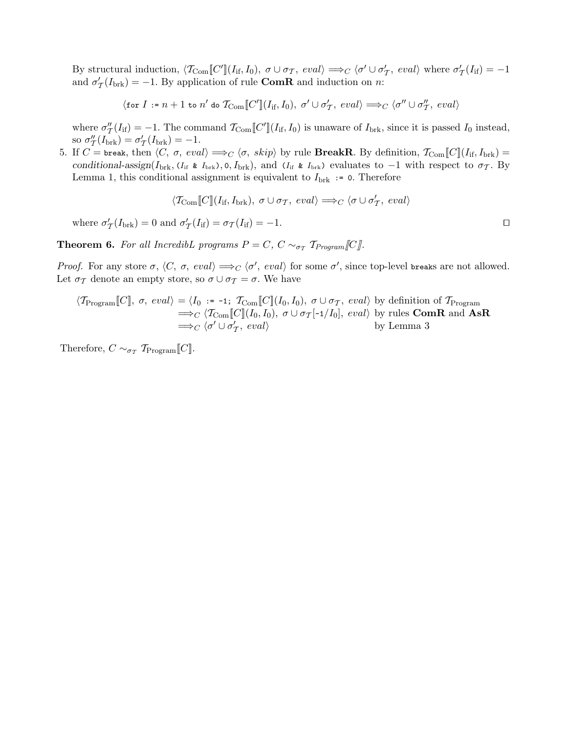By structural induction, $\langle \mathcal{T}_{\text{Com}}[\![C']\!](I_{\text{if}}, I_0),\ \sigma \cup \sigma_{\mathcal{T}},\ eval\rangle \Longrightarrow_C \langle \sigma' \cup \sigma'_{\mathcal{T}},\ eval\rangle$ where $\sigma'_{\mathcal{T}}(I_{\text{if}}) = -1$ and $\sigma'_{\mathcal{T}}(I_{\text{brk}}) = -1$. By application of rule **ComR** and induction on $n$:

$$\langle \texttt{for } I \texttt{ := } n+1 \texttt{ to } n' \texttt{ do } \mathcal{T}_{\text{Com}}[\![C']\!](I_{\text{if}}, I_0),\ \sigma' \cup \sigma'_{\mathcal{T}},\ eval\rangle \Longrightarrow_C \langle \sigma'' \cup \sigma''_{\mathcal{T}},\ eval\rangle$$

where $\sigma''_{\mathcal{T}}(I_{\text{if}}) = -1$. The command $\mathcal{T}_{\text{Com}}[\![C']\!](I_{\text{if}}, I_0)$ is unaware of $I_{\text{brk}}$, since it is passed $I_0$ instead, so $\sigma''_{\mathcal{T}}(I_{\text{brk}}) = \sigma'_{\mathcal{T}}(I_{\text{brk}}) = -1$.

5. If $C = \texttt{break}$, then $\langle C,\ \sigma,\ eval\rangle \Longrightarrow_C \langle \sigma,\ skip\rangle$ by rule **BreakR**. By definition, $\mathcal{T}_{\text{Com}}[\![C]\!](I_{\text{if}}, I_{\text{brk}}) =$ *conditional-assign*$(I_{\text{brk}}, \texttt{(}I_{\text{if}}\ \texttt{\&}\ I_{\text{brk}}\texttt{)}, \texttt{0}, I_{\text{brk}})$, and $\texttt{(}I_{\text{if}}\ \texttt{\&}\ I_{\text{brk}}\texttt{)}$ evaluates to $-1$ with respect to $\sigma_{\mathcal{T}}$. By Lemma 1, this conditional assignment is equivalent to $I_{\text{brk}}\ \texttt{:= 0}$. Therefore

$$\langle \mathcal{T}_{\text{Com}}[\![C]\!](I_{\text{if}}, I_{\text{brk}}),\ \sigma \cup \sigma_{\mathcal{T}},\ eval\rangle \Longrightarrow_C \langle \sigma \cup \sigma'_{\mathcal{T}},\ eval\rangle$$

where $\sigma'_{\mathcal{T}}(I_{\text{brk}}) = 0$ and $\sigma'_{\mathcal{T}}(I_{\text{if}}) = \sigma_{\mathcal{T}}(I_{\text{if}}) = -1$. □

**Theorem 6.** *For all IncredibL programs $P = C$, $C \sim_{\sigma_{\mathcal{T}}} \mathcal{T}_{Program}[\![C]\!]$.*

*Proof.* For any store $\sigma$, $\langle C,\ \sigma,\ eval\rangle \Longrightarrow_C \langle \sigma',\ eval\rangle$ for some $\sigma'$, since top-level `break`s are not allowed. Let $\sigma_{\mathcal{T}}$ denote an empty store, so $\sigma \cup \sigma_{\mathcal{T}} = \sigma$. We have

$$\begin{aligned}
\langle \mathcal{T}_{\text{Program}}[\![C]\!],\ \sigma,\ eval\rangle &= \langle I_0 \texttt{ := -1; } \mathcal{T}_{\text{Com}}[\![C]\!](I_0, I_0),\ \sigma \cup \sigma_{\mathcal{T}},\ eval\rangle && \text{by definition of } \mathcal{T}_{\text{Program}}\\
&\Longrightarrow_C \langle \mathcal{T}_{\text{Com}}[\![C]\!](I_0, I_0),\ \sigma \cup \sigma_{\mathcal{T}}[\texttt{-1}/I_0],\ eval\rangle && \text{by rules } \textbf{ComR} \text{ and } \textbf{AsR}\\
&\Longrightarrow_C \langle \sigma' \cup \sigma'_{\mathcal{T}},\ eval\rangle && \text{by Lemma 3}
\end{aligned}$$

Therefore, $C \sim_{\sigma_{\mathcal{T}}} \mathcal{T}_{\text{Program}}[\![C]\!]$.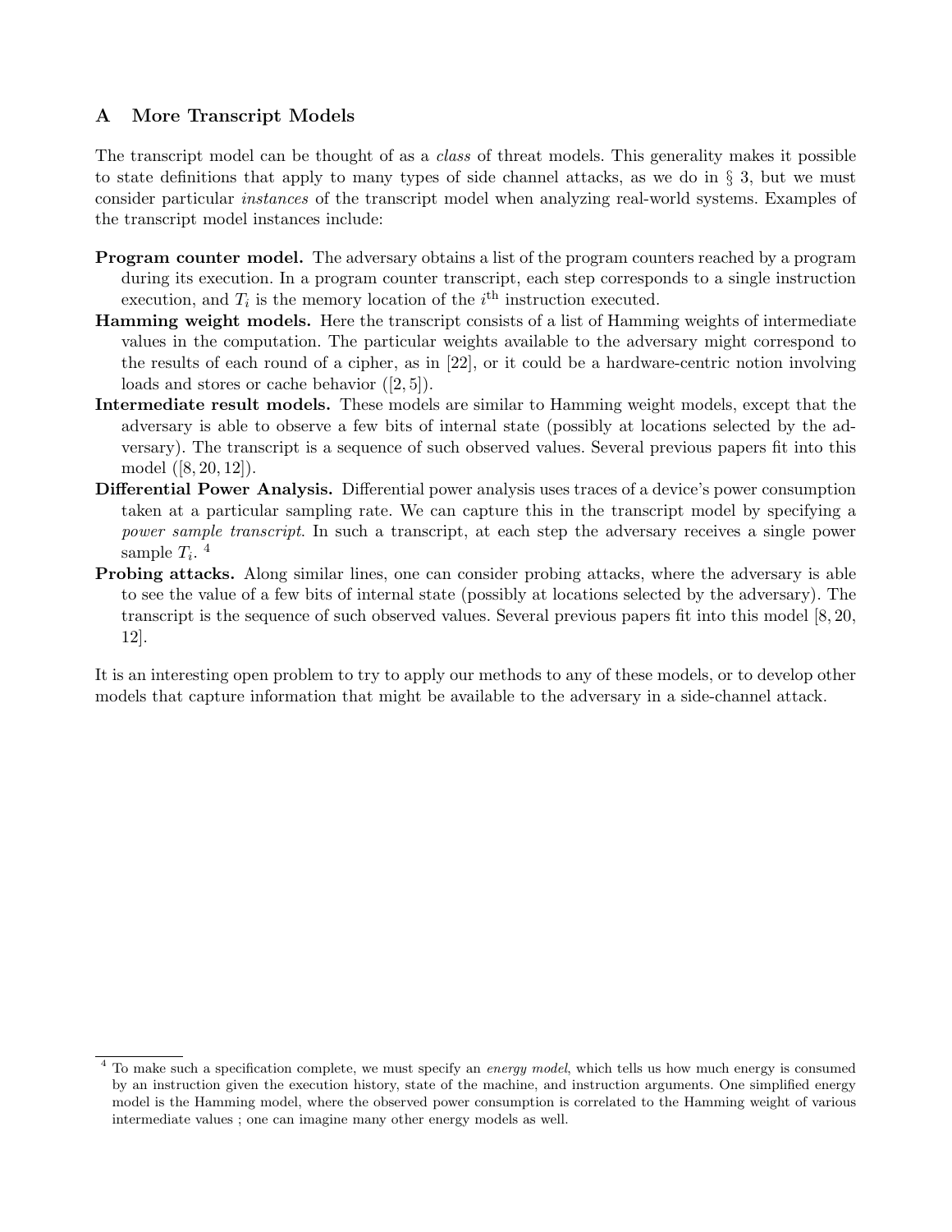## A More Transcript Models

The transcript model can be thought of as a *class* of threat models. This generality makes it possible to state definitions that apply to many types of side channel attacks, as we do in § 3, but we must consider particular *instances* of the transcript model when analyzing real-world systems. Examples of the transcript model instances include:

**Program counter model.** The adversary obtains a list of the program counters reached by a program during its execution. In a program counter transcript, each step corresponds to a single instruction execution, and $T_i$ is the memory location of the $i^{\text{th}}$ instruction executed.

**Hamming weight models.** Here the transcript consists of a list of Hamming weights of intermediate values in the computation. The particular weights available to the adversary might correspond to the results of each round of a cipher, as in [22], or it could be a hardware-centric notion involving loads and stores or cache behavior ([2, 5]).

**Intermediate result models.** These models are similar to Hamming weight models, except that the adversary is able to observe a few bits of internal state (possibly at locations selected by the adversary). The transcript is a sequence of such observed values. Several previous papers fit into this model ([8, 20, 12]).

**Differential Power Analysis.** Differential power analysis uses traces of a device's power consumption taken at a particular sampling rate. We can capture this in the transcript model by specifying a *power sample transcript*. In such a transcript, at each step the adversary receives a single power sample $T_i$. [4]

**Probing attacks.** Along similar lines, one can consider probing attacks, where the adversary is able to see the value of a few bits of internal state (possibly at locations selected by the adversary). The transcript is the sequence of such observed values. Several previous papers fit into this model [8, 20, 12].

It is an interesting open problem to try to apply our methods to any of these models, or to develop other models that capture information that might be available to the adversary in a side-channel attack.

---

[4] To make such a specification complete, we must specify an *energy model*, which tells us how much energy is consumed by an instruction given the execution history, state of the machine, and instruction arguments. One simplified energy model is the Hamming model, where the observed power consumption is correlated to the Hamming weight of various intermediate values ; one can imagine many other energy models as well.